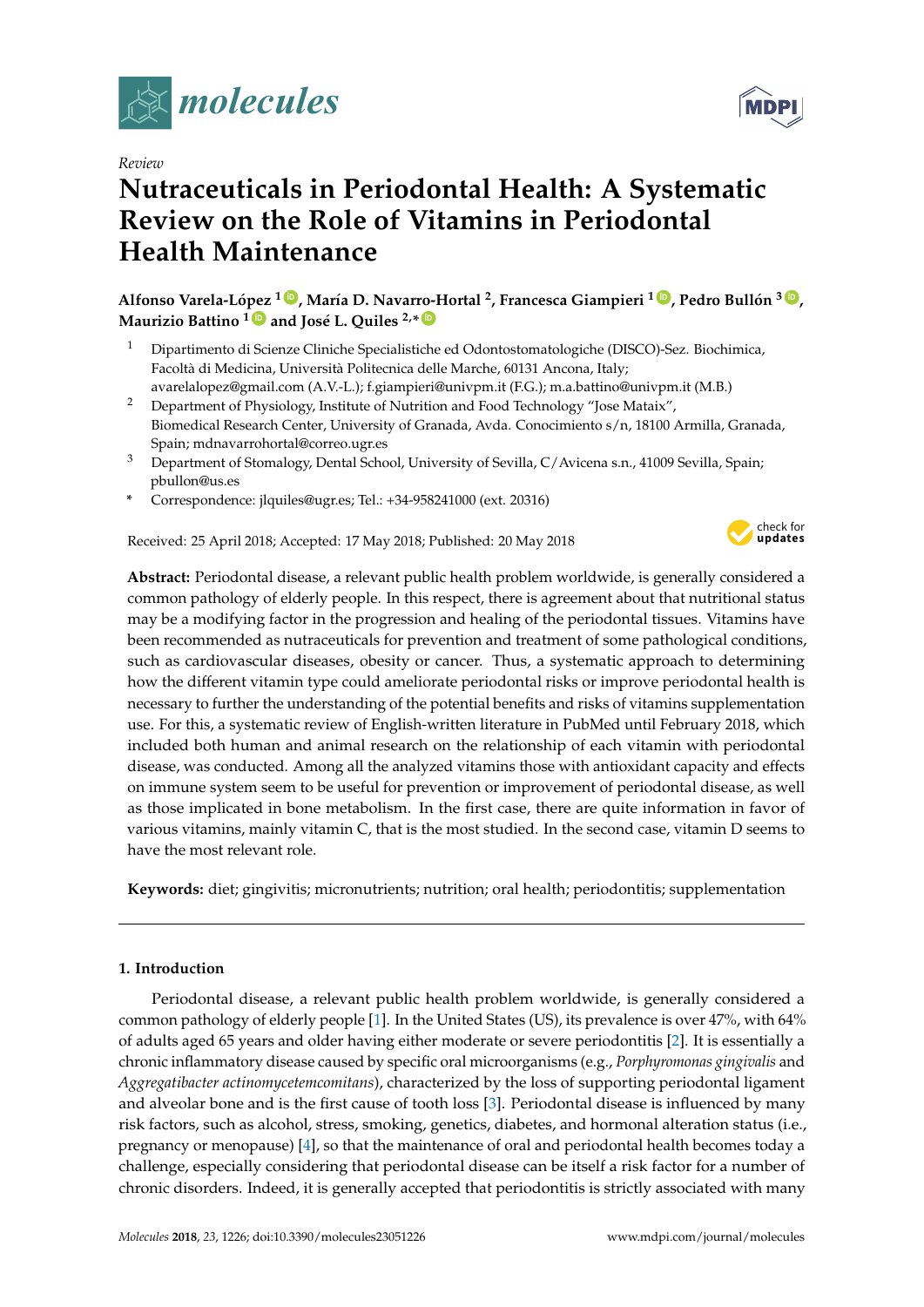*Review*

# Nutraceuticals in Periodontal Health: A Systematic Review on the Role of Vitamins in Periodontal Health Maintenance

**Alfonso Varela-López [1], María D. Navarro-Hortal [2], Francesca Giampieri [1], Pedro Bullón [3], Maurizio Battino [1] and José L. Quiles [2,*]**

[1] Dipartimento di Scienze Cliniche Specialistiche ed Odontostomatologiche (DISCO)-Sez. Biochimica, Facoltà di Medicina, Università Politecnica delle Marche, 60131 Ancona, Italy; avarelalopez@gmail.com (A.V.-L.); f.giampieri@univpm.it (F.G.); m.a.battino@univpm.it (M.B.)

[2] Department of Physiology, Institute of Nutrition and Food Technology "Jose Mataix", Biomedical Research Center, University of Granada, Avda. Conocimiento s/n, 18100 Armilla, Granada, Spain; mdnavarrohortal@correo.ugr.es

[3] Department of Stomalogy, Dental School, University of Sevilla, C/Avicena s.n., 41009 Sevilla, Spain; pbullon@us.es

\* Correspondence: jlquiles@ugr.es; Tel.: +34-958241000 (ext. 20316)

Received: 25 April 2018; Accepted: 17 May 2018; Published: 20 May 2018

**Abstract:** Periodontal disease, a relevant public health problem worldwide, is generally considered a common pathology of elderly people. In this respect, there is agreement about that nutritional status may be a modifying factor in the progression and healing of the periodontal tissues. Vitamins have been recommended as nutraceuticals for prevention and treatment of some pathological conditions, such as cardiovascular diseases, obesity or cancer. Thus, a systematic approach to determining how the different vitamin type could ameliorate periodontal risks or improve periodontal health is necessary to further the understanding of the potential benefits and risks of vitamins supplementation use. For this, a systematic review of English-written literature in PubMed until February 2018, which included both human and animal research on the relationship of each vitamin with periodontal disease, was conducted. Among all the analyzed vitamins those with antioxidant capacity and effects on immune system seem to be useful for prevention or improvement of periodontal disease, as well as those implicated in bone metabolism. In the first case, there are quite information in favor of various vitamins, mainly vitamin C, that is the most studied. In the second case, vitamin D seems to have the most relevant role.

**Keywords:** diet; gingivitis; micronutrients; nutrition; oral health; periodontitis; supplementation

## 1. Introduction

Periodontal disease, a relevant public health problem worldwide, is generally considered a common pathology of elderly people [1]. In the United States (US), its prevalence is over 47%, with 64% of adults aged 65 years and older having either moderate or severe periodontitis [2]. It is essentially a chronic inflammatory disease caused by specific oral microorganisms (e.g., *Porphyromonas gingivalis* and *Aggregatibacter actinomycetemcomitans*), characterized by the loss of supporting periodontal ligament and alveolar bone and is the first cause of tooth loss [3]. Periodontal disease is influenced by many risk factors, such as alcohol, stress, smoking, genetics, diabetes, and hormonal alteration status (i.e., pregnancy or menopause) [4], so that the maintenance of oral and periodontal health becomes today a challenge, especially considering that periodontal disease can be itself a risk factor for a number of chronic disorders. Indeed, it is generally accepted that periodontitis is strictly associated with many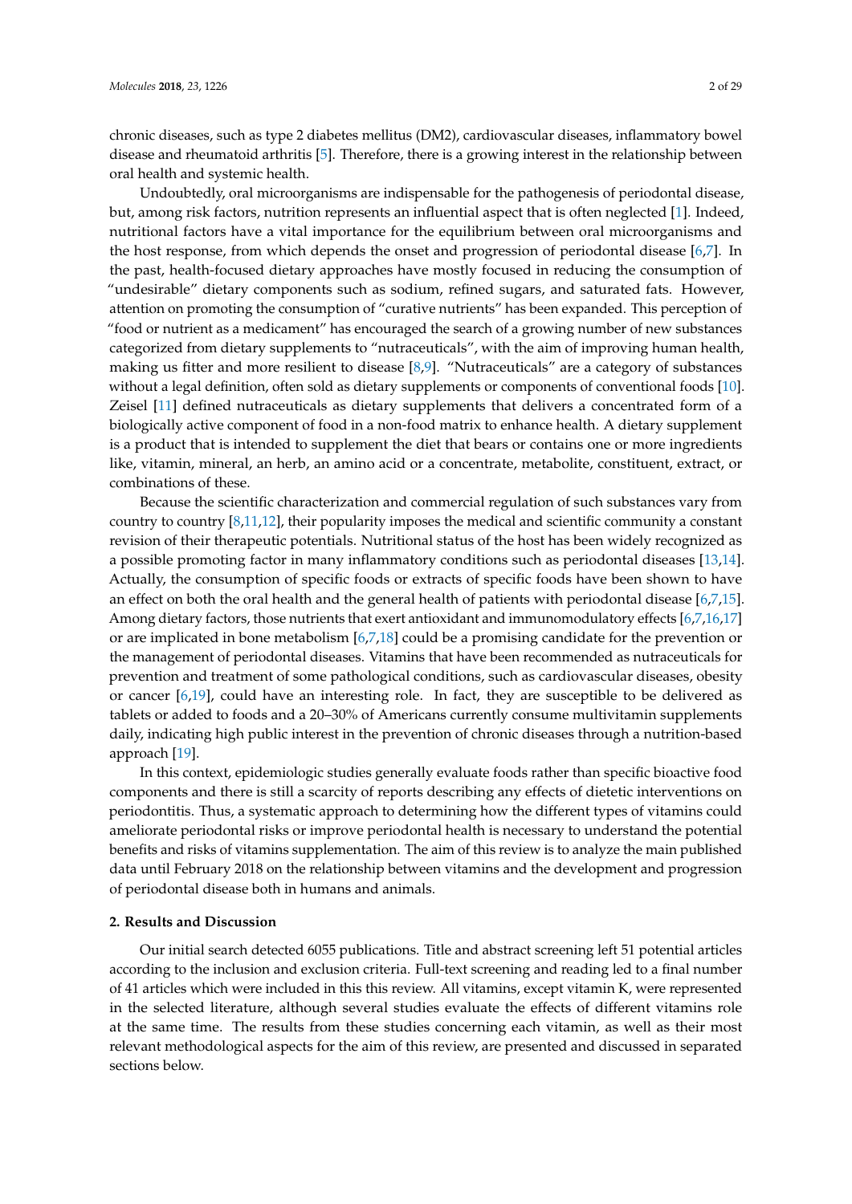chronic diseases, such as type 2 diabetes mellitus (DM2), cardiovascular diseases, inflammatory bowel disease and rheumatoid arthritis [5]. Therefore, there is a growing interest in the relationship between oral health and systemic health.

Undoubtedly, oral microorganisms are indispensable for the pathogenesis of periodontal disease, but, among risk factors, nutrition represents an influential aspect that is often neglected [1]. Indeed, nutritional factors have a vital importance for the equilibrium between oral microorganisms and the host response, from which depends the onset and progression of periodontal disease [6,7]. In the past, health-focused dietary approaches have mostly focused in reducing the consumption of "undesirable" dietary components such as sodium, refined sugars, and saturated fats. However, attention on promoting the consumption of "curative nutrients" has been expanded. This perception of "food or nutrient as a medicament" has encouraged the search of a growing number of new substances categorized from dietary supplements to "nutraceuticals", with the aim of improving human health, making us fitter and more resilient to disease [8,9]. "Nutraceuticals" are a category of substances without a legal definition, often sold as dietary supplements or components of conventional foods [10]. Zeisel [11] defined nutraceuticals as dietary supplements that delivers a concentrated form of a biologically active component of food in a non-food matrix to enhance health. A dietary supplement is a product that is intended to supplement the diet that bears or contains one or more ingredients like, vitamin, mineral, an herb, an amino acid or a concentrate, metabolite, constituent, extract, or combinations of these.

Because the scientific characterization and commercial regulation of such substances vary from country to country [8,11,12], their popularity imposes the medical and scientific community a constant revision of their therapeutic potentials. Nutritional status of the host has been widely recognized as a possible promoting factor in many inflammatory conditions such as periodontal diseases [13,14]. Actually, the consumption of specific foods or extracts of specific foods have been shown to have an effect on both the oral health and the general health of patients with periodontal disease [6,7,15]. Among dietary factors, those nutrients that exert antioxidant and immunomodulatory effects [6,7,16,17] or are implicated in bone metabolism [6,7,18] could be a promising candidate for the prevention or the management of periodontal diseases. Vitamins that have been recommended as nutraceuticals for prevention and treatment of some pathological conditions, such as cardiovascular diseases, obesity or cancer [6,19], could have an interesting role. In fact, they are susceptible to be delivered as tablets or added to foods and a 20–30% of Americans currently consume multivitamin supplements daily, indicating high public interest in the prevention of chronic diseases through a nutrition-based approach [19].

In this context, epidemiologic studies generally evaluate foods rather than specific bioactive food components and there is still a scarcity of reports describing any effects of dietetic interventions on periodontitis. Thus, a systematic approach to determining how the different types of vitamins could ameliorate periodontal risks or improve periodontal health is necessary to understand the potential benefits and risks of vitamins supplementation. The aim of this review is to analyze the main published data until February 2018 on the relationship between vitamins and the development and progression of periodontal disease both in humans and animals.

## 2. Results and Discussion

Our initial search detected 6055 publications. Title and abstract screening left 51 potential articles according to the inclusion and exclusion criteria. Full-text screening and reading led to a final number of 41 articles which were included in this this review. All vitamins, except vitamin K, were represented in the selected literature, although several studies evaluate the effects of different vitamins role at the same time. The results from these studies concerning each vitamin, as well as their most relevant methodological aspects for the aim of this review, are presented and discussed in separated sections below.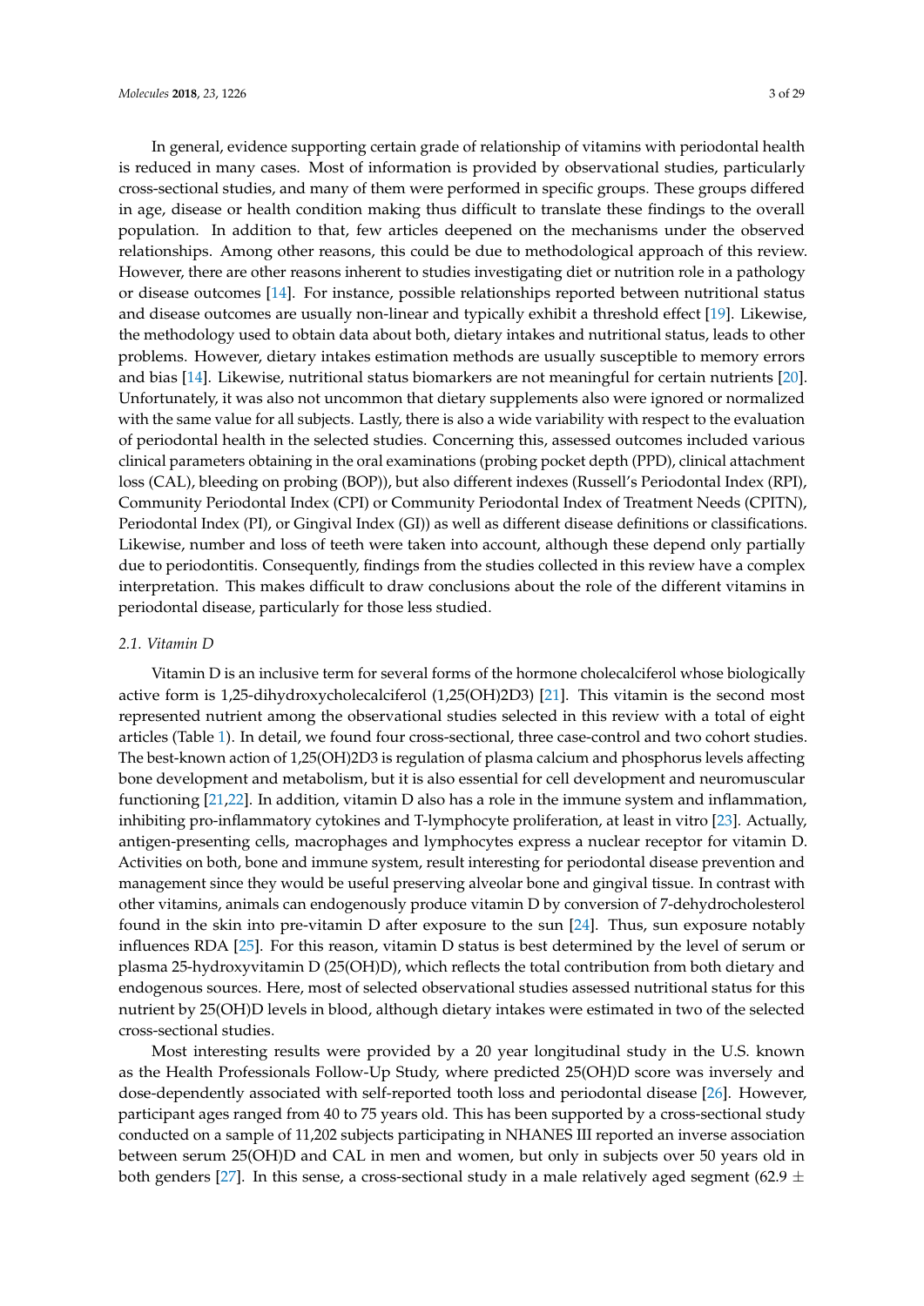In general, evidence supporting certain grade of relationship of vitamins with periodontal health is reduced in many cases. Most of information is provided by observational studies, particularly cross-sectional studies, and many of them were performed in specific groups. These groups differed in age, disease or health condition making thus difficult to translate these findings to the overall population. In addition to that, few articles deepened on the mechanisms under the observed relationships. Among other reasons, this could be due to methodological approach of this review. However, there are other reasons inherent to studies investigating diet or nutrition role in a pathology or disease outcomes [14]. For instance, possible relationships reported between nutritional status and disease outcomes are usually non-linear and typically exhibit a threshold effect [19]. Likewise, the methodology used to obtain data about both, dietary intakes and nutritional status, leads to other problems. However, dietary intakes estimation methods are usually susceptible to memory errors and bias [14]. Likewise, nutritional status biomarkers are not meaningful for certain nutrients [20]. Unfortunately, it was also not uncommon that dietary supplements also were ignored or normalized with the same value for all subjects. Lastly, there is also a wide variability with respect to the evaluation of periodontal health in the selected studies. Concerning this, assessed outcomes included various clinical parameters obtaining in the oral examinations (probing pocket depth (PPD), clinical attachment loss (CAL), bleeding on probing (BOP)), but also different indexes (Russell's Periodontal Index (RPI), Community Periodontal Index (CPI) or Community Periodontal Index of Treatment Needs (CPITN), Periodontal Index (PI), or Gingival Index (GI)) as well as different disease definitions or classifications. Likewise, number and loss of teeth were taken into account, although these depend only partially due to periodontitis. Consequently, findings from the studies collected in this review have a complex interpretation. This makes difficult to draw conclusions about the role of the different vitamins in periodontal disease, particularly for those less studied.

### 2.1. Vitamin D

Vitamin D is an inclusive term for several forms of the hormone cholecalciferol whose biologically active form is 1,25-dihydroxycholecalciferol (1,25(OH)2D3) [21]. This vitamin is the second most represented nutrient among the observational studies selected in this review with a total of eight articles (Table 1). In detail, we found four cross-sectional, three case-control and two cohort studies. The best-known action of 1,25(OH)2D3 is regulation of plasma calcium and phosphorus levels affecting bone development and metabolism, but it is also essential for cell development and neuromuscular functioning [21,22]. In addition, vitamin D also has a role in the immune system and inflammation, inhibiting pro-inflammatory cytokines and T-lymphocyte proliferation, at least in vitro [23]. Actually, antigen-presenting cells, macrophages and lymphocytes express a nuclear receptor for vitamin D. Activities on both, bone and immune system, result interesting for periodontal disease prevention and management since they would be useful preserving alveolar bone and gingival tissue. In contrast with other vitamins, animals can endogenously produce vitamin D by conversion of 7-dehydrocholesterol found in the skin into pre-vitamin D after exposure to the sun [24]. Thus, sun exposure notably influences RDA [25]. For this reason, vitamin D status is best determined by the level of serum or plasma 25-hydroxyvitamin D (25(OH)D), which reflects the total contribution from both dietary and endogenous sources. Here, most of selected observational studies assessed nutritional status for this nutrient by 25(OH)D levels in blood, although dietary intakes were estimated in two of the selected cross-sectional studies.

Most interesting results were provided by a 20 year longitudinal study in the U.S. known as the Health Professionals Follow-Up Study, where predicted 25(OH)D score was inversely and dose-dependently associated with self-reported tooth loss and periodontal disease [26]. However, participant ages ranged from 40 to 75 years old. This has been supported by a cross-sectional study conducted on a sample of 11,202 subjects participating in NHANES III reported an inverse association between serum 25(OH)D and CAL in men and women, but only in subjects over 50 years old in both genders [27]. In this sense, a cross-sectional study in a male relatively aged segment (62.9 ±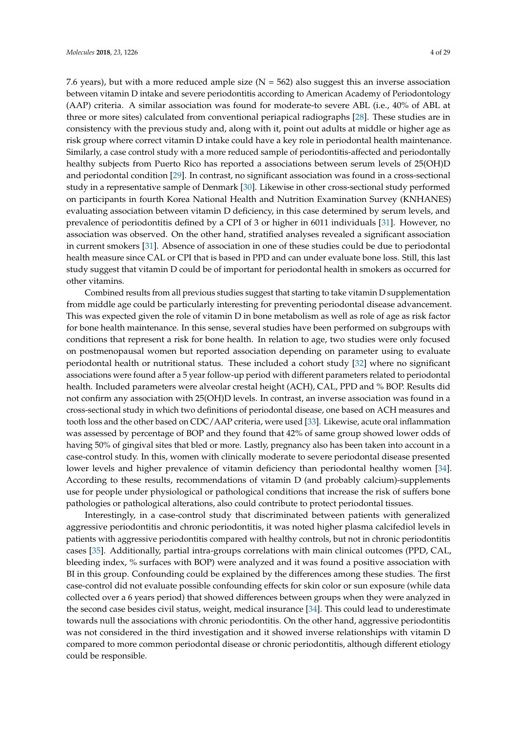7.6 years), but with a more reduced ample size (N = 562) also suggest this an inverse association between vitamin D intake and severe periodontitis according to American Academy of Periodontology (AAP) criteria. A similar association was found for moderate-to severe ABL (i.e., 40% of ABL at three or more sites) calculated from conventional periapical radiographs [28]. These studies are in consistency with the previous study and, along with it, point out adults at middle or higher age as risk group where correct vitamin D intake could have a key role in periodontal health maintenance. Similarly, a case control study with a more reduced sample of periodontitis-affected and periodontally healthy subjects from Puerto Rico has reported a associations between serum levels of 25(OH)D and periodontal condition [29]. In contrast, no significant association was found in a cross-sectional study in a representative sample of Denmark [30]. Likewise in other cross-sectional study performed on participants in fourth Korea National Health and Nutrition Examination Survey (KNHANES) evaluating association between vitamin D deficiency, in this case determined by serum levels, and prevalence of periodontitis defined by a CPI of 3 or higher in 6011 individuals [31]. However, no association was observed. On the other hand, stratified analyses revealed a significant association in current smokers [31]. Absence of association in one of these studies could be due to periodontal health measure since CAL or CPI that is based in PPD and can under evaluate bone loss. Still, this last study suggest that vitamin D could be of important for periodontal health in smokers as occurred for other vitamins.

Combined results from all previous studies suggest that starting to take vitamin D supplementation from middle age could be particularly interesting for preventing periodontal disease advancement. This was expected given the role of vitamin D in bone metabolism as well as role of age as risk factor for bone health maintenance. In this sense, several studies have been performed on subgroups with conditions that represent a risk for bone health. In relation to age, two studies were only focused on postmenopausal women but reported association depending on parameter using to evaluate periodontal health or nutritional status. These included a cohort study [32] where no significant associations were found after a 5 year follow-up period with different parameters related to periodontal health. Included parameters were alveolar crestal height (ACH), CAL, PPD and % BOP. Results did not confirm any association with 25(OH)D levels. In contrast, an inverse association was found in a cross-sectional study in which two definitions of periodontal disease, one based on ACH measures and tooth loss and the other based on CDC/AAP criteria, were used [33]. Likewise, acute oral inflammation was assessed by percentage of BOP and they found that 42% of same group showed lower odds of having 50% of gingival sites that bled or more. Lastly, pregnancy also has been taken into account in a case-control study. In this, women with clinically moderate to severe periodontal disease presented lower levels and higher prevalence of vitamin deficiency than periodontal healthy women [34]. According to these results, recommendations of vitamin D (and probably calcium)-supplements use for people under physiological or pathological conditions that increase the risk of suffers bone pathologies or pathological alterations, also could contribute to protect periodontal tissues.

Interestingly, in a case-control study that discriminated between patients with generalized aggressive periodontitis and chronic periodontitis, it was noted higher plasma calcifediol levels in patients with aggressive periodontitis compared with healthy controls, but not in chronic periodontitis cases [35]. Additionally, partial intra-groups correlations with main clinical outcomes (PPD, CAL, bleeding index, % surfaces with BOP) were analyzed and it was found a positive association with BI in this group. Confounding could be explained by the differences among these studies. The first case-control did not evaluate possible confounding effects for skin color or sun exposure (while data collected over a 6 years period) that showed differences between groups when they were analyzed in the second case besides civil status, weight, medical insurance [34]. This could lead to underestimate towards null the associations with chronic periodontitis. On the other hand, aggressive periodontitis was not considered in the third investigation and it showed inverse relationships with vitamin D compared to more common periodontal disease or chronic periodontitis, although different etiology could be responsible.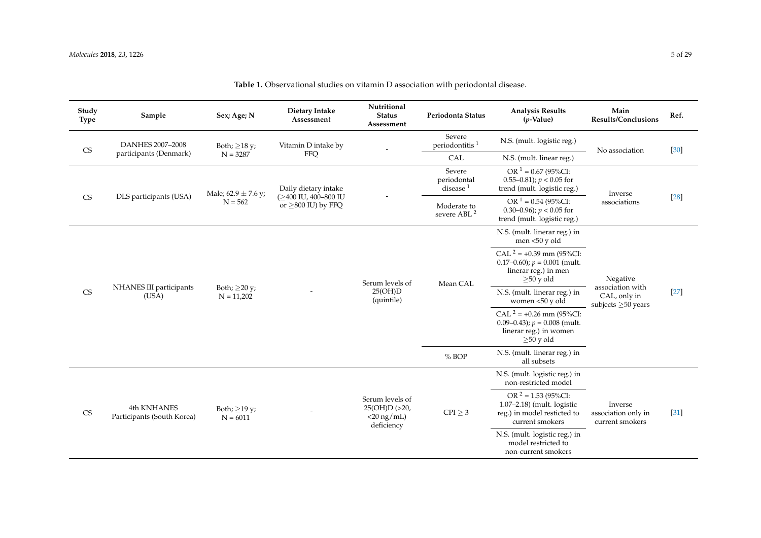**Table 1.** Observational studies on vitamin D association with periodontal disease.

| Study Type | Sample | Sex; Age; N | Dietary Intake Assessment | Nutritional Status Assessment | Periodonta Status | Analysis Results ($p$-Value) | Main Results/Conclusions | Ref. |
|---|---|---|---|---|---|---|---|---|
| CS | DANHES 2007–2008 participants (Denmark) | Both; ≥18 y; N = 3287 | Vitamin D intake by FFQ | - | Severe periodontitis [1] | N.S. (mult. logistic reg.) | No association | [30] |
| | | | | | CAL | N.S. (mult. linear reg.) | | |
| CS | DLS participants (USA) | Male; 62.9 ± 7.6 y; N = 562 | Daily dietary intake (≥400 IU, 400–800 IU or ≥800 IU) by FFQ | - | Severe periodontal disease [1] | OR [1] = 0.67 (95%CI: 0.55–0.81); $p < 0.05$ for trend (mult. logistic reg.) | Inverse associations | [28] |
| | | | | | Moderate to severe ABL [2] | OR [1] = 0.54 (95%CI: 0.30–0.96); $p < 0.05$ for trend (mult. logistic reg.) | | |
| CS | NHANES III participants (USA) | Both; ≥20 y; N = 11,202 | - | Serum levels of 25(OH)D (quintile) | Mean CAL | N.S. (mult. linerar reg.) in men <50 y old | Negative association with CAL, only in subjects ≥50 years | [27] |
| | | | | | | CAL [2] = +0.39 mm (95%CI: 0.17–0.60); $p = 0.001$ (mult. linerar reg.) in men ≥50 y old | | |
| | | | | | | N.S. (mult. linerar reg.) in women <50 y old | | |
| | | | | | | CAL [2] = +0.26 mm (95%CI: 0.09–0.43); $p = 0.008$ (mult. linerar reg.) in women ≥50 y old | | |
| | | | | | % BOP | N.S. (mult. linerar reg.) in all subsets | | |
| CS | 4th KNHANES Participants (South Korea) | Both; ≥19 y; N = 6011 | - | Serum levels of 25(OH)D (>20, <20 ng/mL) deficiency | CPI ≥ 3 | N.S. (mult. logistic reg.) in non-restricted model | Inverse association only in current smokers | [31] |
| | | | | | | OR [2] = 1.53 (95%CI: 1.07–2.18) (mult. logistic reg.) in model resticted to current smokers | | |
| | | | | | | N.S. (mult. logistic reg.) in model restricted to non-current smokers | | |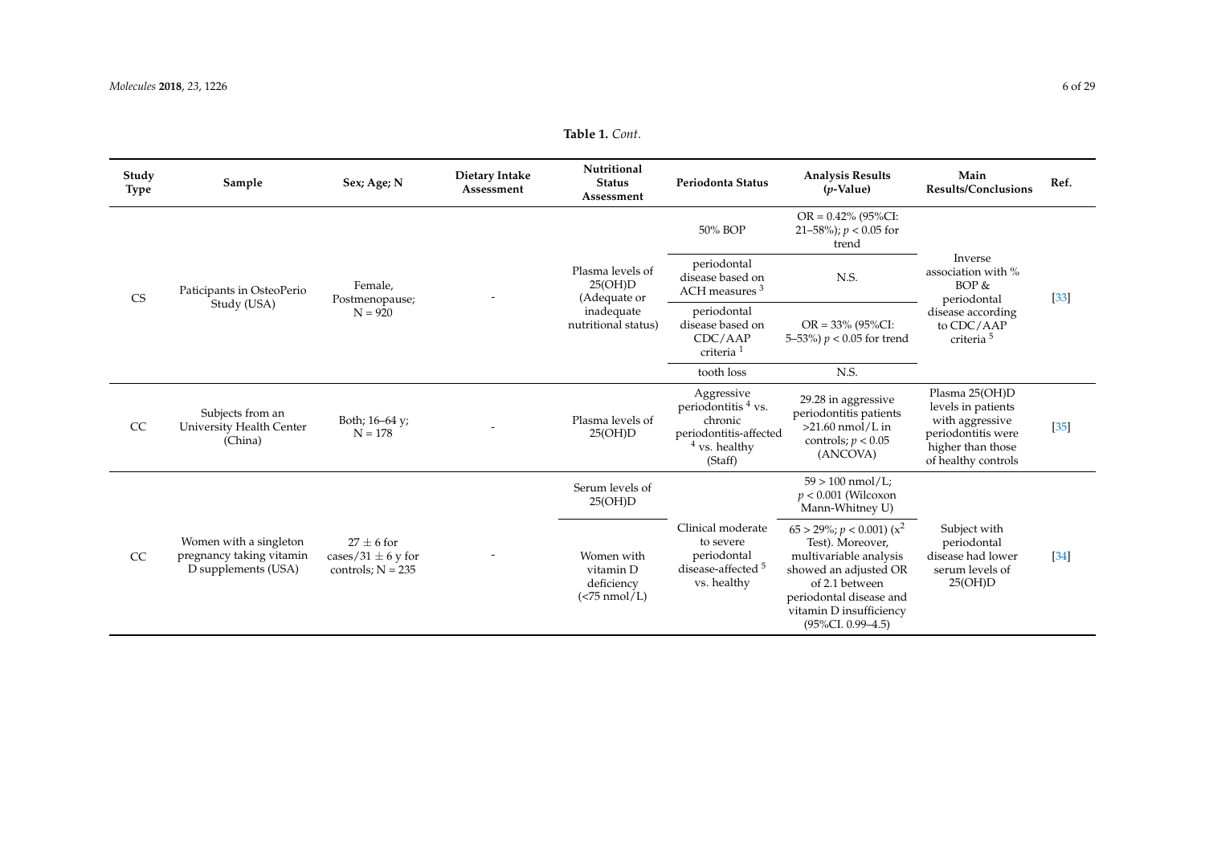**Table 1.** *Cont.*

| Study Type | Sample | Sex; Age; N | Dietary Intake Assessment | Nutritional Status Assessment | Periodonta Status | Analysis Results (*p*-Value) | Main Results/Conclusions | Ref. |
|---|---|---|---|---|---|---|---|---|
| CS | Paticipants in OsteoPerio Study (USA) | Female, Postmenopause; N = 920 | - | Plasma levels of 25(OH)D (Adequate or inadequate nutritional status) | 50% BOP | OR = 0.42% (95%CI: 21–58%); $p < 0.05$ for trend | Inverse association with % BOP & periodontal disease according to CDC/AAP criteria [5] | [33] |
| | | | | | periodontal disease based on ACH measures [3] | N.S. | | |
| | | | | | periodontal disease based on CDC/AAP criteria [1] | OR = 33% (95%CI: 5–53%) $p < 0.05$ for trend | | |
| | | | | | tooth loss | N.S. | | |
| CC | Subjects from an University Health Center (China) | Both; 16–64 y; N = 178 | - | Plasma levels of 25(OH)D | Aggressive periodontitis [4] vs. chronic periodontitis-affected [4] vs. healthy (Staff) | 29.28 in aggressive periodontitis patients >21.60 nmol/L in controls; $p < 0.05$ (ANCOVA) | Plasma 25(OH)D levels in patients with aggressive periodontitis were higher than those of healthy controls | [35] |
| CC | Women with a singleton pregnancy taking vitamin D supplements (USA) | 27 ± 6 for cases/31 ± 6 y for controls; N = 235 | - | Serum levels of 25(OH)D | Clinical moderate to severe periodontal disease-affected [5] vs. healthy | 59 > 100 nmol/L; $p < 0.001$ (Wilcoxon Mann-Whitney U) | Subject with periodontal disease had lower serum levels of 25(OH)D | [34] |
| | | | | Women with vitamin D deficiency (<75 nmol/L) | | 65 > 29%; $p < 0.001$) ($x^2$ Test). Moreover, multivariable analysis showed an adjusted OR of 2.1 between periodontal disease and vitamin D insufficiency (95%CI. 0.99–4.5) | | |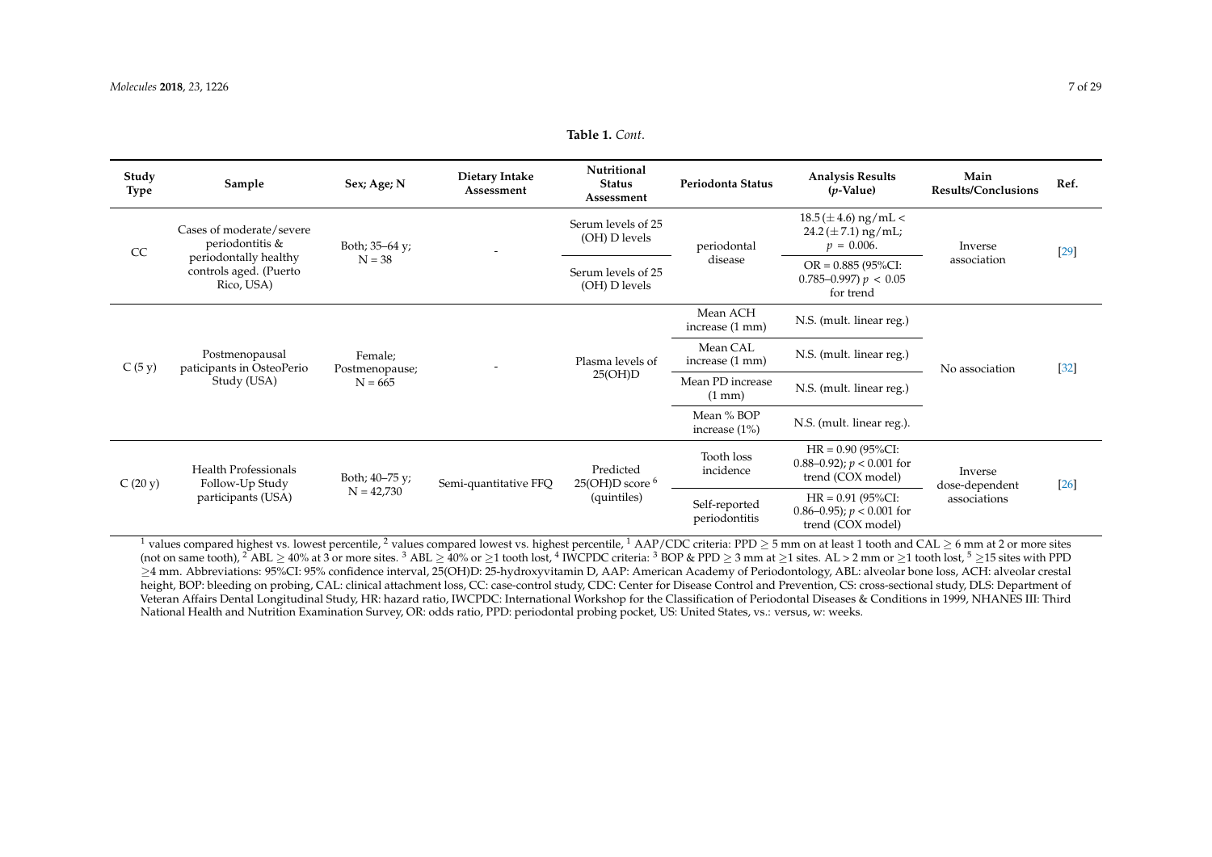**Table 1.** *Cont.*

| Study Type | Sample | Sex; Age; N | Dietary Intake Assessment | Nutritional Status Assessment | Periodonta Status | Analysis Results (*p*-Value) | Main Results/Conclusions | Ref. |
|---|---|---|---|---|---|---|---|---|
| CC | Cases of moderate/severe periodontitis & periodontally healthy controls aged. (Puerto Rico, USA) | Both; 35–64 y; N = 38 | - | Serum levels of 25 (OH) D levels | periodontal disease | 18.5 (±4.6) ng/mL < 24.2 (±7.1) ng/mL; $p = 0.006$. | Inverse association | [29] |
| | | | | Serum levels of 25 (OH) D levels | | OR = 0.885 (95%CI: 0.785–0.997) $p < 0.05$ for trend | | |
| C (5 y) | Postmenopausal paticipants in OsteoPerio Study (USA) | Female; Postmenopause; N = 665 | - | Plasma levels of 25(OH)D | Mean ACH increase (1 mm) | N.S. (mult. linear reg.) | No association | [32] |
| | | | | | Mean CAL increase (1 mm) | N.S. (mult. linear reg.) | | |
| | | | | | Mean PD increase (1 mm) | N.S. (mult. linear reg.) | | |
| | | | | | Mean % BOP increase (1%) | N.S. (mult. linear reg.). | | |
| C (20 y) | Health Professionals Follow-Up Study participants (USA) | Both; 40–75 y; N = 42,730 | Semi-quantitative FFQ | Predicted 25(OH)D score [6] (quintiles) | Tooth loss incidence | HR = 0.90 (95%CI: 0.88–0.92); $p < 0.001$ for trend (COX model) | Inverse dose-dependent associations | [26] |
| | | | | | Self-reported periodontitis | HR = 0.91 (95%CI: 0.86–0.95); $p < 0.001$ for trend (COX model) | | |

[1] values compared highest vs. lowest percentile, [2] values compared lowest vs. highest percentile, [1] AAP/CDC criteria: PPD ≥ 5 mm on at least 1 tooth and CAL ≥ 6 mm at 2 or more sites (not on same tooth), [2] ABL ≥ 40% at 3 or more sites. [3] ABL ≥ 40% or ≥1 tooth lost, [4] IWCPDC criteria: [3] BOP & PPD ≥ 3 mm at ≥1 sites. AL > 2 mm or ≥1 tooth lost, [5] ≥15 sites with PPD ≥4 mm. Abbreviations: 95%CI: 95% confidence interval, 25(OH)D: 25-hydroxyvitamin D, AAP: American Academy of Periodontology, ABL: alveolar bone loss, ACH: alveolar crestal height, BOP: bleeding on probing, CAL: clinical attachment loss, CC: case-control study, CDC: Center for Disease Control and Prevention, CS: cross-sectional study, DLS: Department of Veteran Affairs Dental Longitudinal Study, HR: hazard ratio, IWCPDC: International Workshop for the Classification of Periodontal Diseases & Conditions in 1999, NHANES III: Third National Health and Nutrition Examination Survey, OR: odds ratio, PPD: periodontal probing pocket, US: United States, vs.: versus, w: weeks.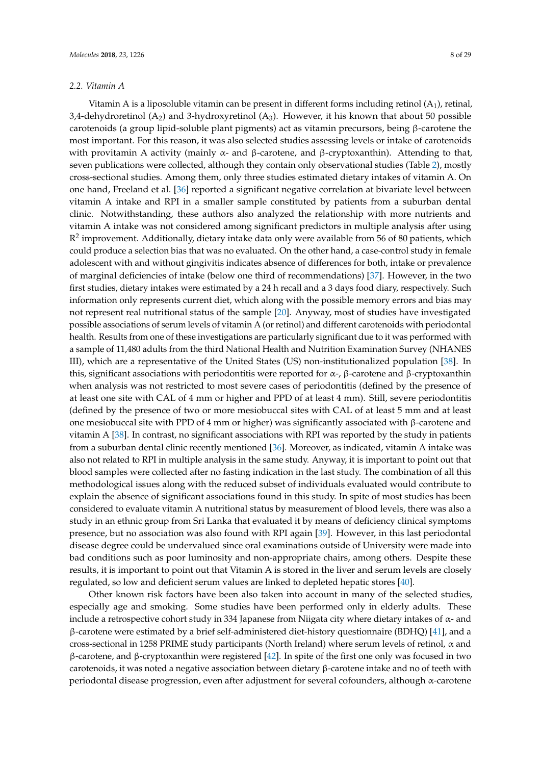### 2.2. Vitamin A

Vitamin A is a liposoluble vitamin can be present in different forms including retinol ($A_1$), retinal, 3,4-dehydroretinol ($A_2$) and 3-hydroxyretinol ($A_3$). However, it his known that about 50 possible carotenoids (a group lipid-soluble plant pigments) act as vitamin precursors, being β-carotene the most important. For this reason, it was also selected studies assessing levels or intake of carotenoids with provitamin A activity (mainly α- and β-carotene, and β-cryptoxanthin). Attending to that, seven publications were collected, although they contain only observational studies (Table 2), mostly cross-sectional studies. Among them, only three studies estimated dietary intakes of vitamin A. On one hand, Freeland et al. [36] reported a significant negative correlation at bivariate level between vitamin A intake and RPI in a smaller sample constituted by patients from a suburban dental clinic. Notwithstanding, these authors also analyzed the relationship with more nutrients and vitamin A intake was not considered among significant predictors in multiple analysis after using $R^2$ improvement. Additionally, dietary intake data only were available from 56 of 80 patients, which could produce a selection bias that was no evaluated. On the other hand, a case-control study in female adolescent with and without gingivitis indicates absence of differences for both, intake or prevalence of marginal deficiencies of intake (below one third of recommendations) [37]. However, in the two first studies, dietary intakes were estimated by a 24 h recall and a 3 days food diary, respectively. Such information only represents current diet, which along with the possible memory errors and bias may not represent real nutritional status of the sample [20]. Anyway, most of studies have investigated possible associations of serum levels of vitamin A (or retinol) and different carotenoids with periodontal health. Results from one of these investigations are particularly significant due to it was performed with a sample of 11,480 adults from the third National Health and Nutrition Examination Survey (NHANES III), which are a representative of the United States (US) non-institutionalized population [38]. In this, significant associations with periodontitis were reported for α-, β-carotene and β-cryptoxanthin when analysis was not restricted to most severe cases of periodontitis (defined by the presence of at least one site with CAL of 4 mm or higher and PPD of at least 4 mm). Still, severe periodontitis (defined by the presence of two or more mesiobuccal sites with CAL of at least 5 mm and at least one mesiobuccal site with PPD of 4 mm or higher) was significantly associated with β-carotene and vitamin A [38]. In contrast, no significant associations with RPI was reported by the study in patients from a suburban dental clinic recently mentioned [36]. Moreover, as indicated, vitamin A intake was also not related to RPI in multiple analysis in the same study. Anyway, it is important to point out that blood samples were collected after no fasting indication in the last study. The combination of all this methodological issues along with the reduced subset of individuals evaluated would contribute to explain the absence of significant associations found in this study. In spite of most studies has been considered to evaluate vitamin A nutritional status by measurement of blood levels, there was also a study in an ethnic group from Sri Lanka that evaluated it by means of deficiency clinical symptoms presence, but no association was also found with RPI again [39]. However, in this last periodontal disease degree could be undervalued since oral examinations outside of University were made into bad conditions such as poor luminosity and non-appropriate chairs, among others. Despite these results, it is important to point out that Vitamin A is stored in the liver and serum levels are closely regulated, so low and deficient serum values are linked to depleted hepatic stores [40].

Other known risk factors have been also taken into account in many of the selected studies, especially age and smoking. Some studies have been performed only in elderly adults. These include a retrospective cohort study in 334 Japanese from Niigata city where dietary intakes of α- and β-carotene were estimated by a brief self-administered diet-history questionnaire (BDHQ) [41], and a cross-sectional in 1258 PRIME study participants (North Ireland) where serum levels of retinol, α and β-carotene, and β-cryptoxanthin were registered [42]. In spite of the first one only was focused in two carotenoids, it was noted a negative association between dietary β-carotene intake and no of teeth with periodontal disease progression, even after adjustment for several cofounders, although α-carotene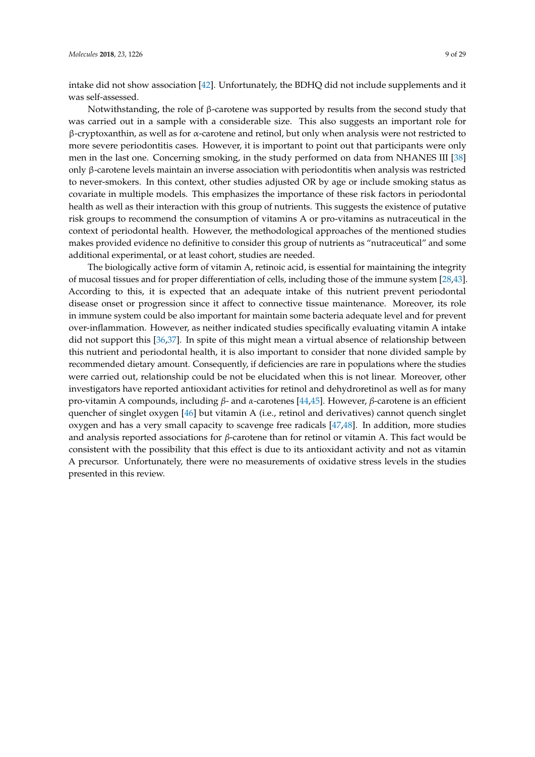intake did not show association [42]. Unfortunately, the BDHQ did not include supplements and it was self-assessed.

Notwithstanding, the role of β-carotene was supported by results from the second study that was carried out in a sample with a considerable size. This also suggests an important role for β-cryptoxanthin, as well as for α-carotene and retinol, but only when analysis were not restricted to more severe periodontitis cases. However, it is important to point out that participants were only men in the last one. Concerning smoking, in the study performed on data from NHANES III [38] only β-carotene levels maintain an inverse association with periodontitis when analysis was restricted to never-smokers. In this context, other studies adjusted OR by age or include smoking status as covariate in multiple models. This emphasizes the importance of these risk factors in periodontal health as well as their interaction with this group of nutrients. This suggests the existence of putative risk groups to recommend the consumption of vitamins A or pro-vitamins as nutraceutical in the context of periodontal health. However, the methodological approaches of the mentioned studies makes provided evidence no definitive to consider this group of nutrients as "nutraceutical" and some additional experimental, or at least cohort, studies are needed.

The biologically active form of vitamin A, retinoic acid, is essential for maintaining the integrity of mucosal tissues and for proper differentiation of cells, including those of the immune system [28,43]. According to this, it is expected that an adequate intake of this nutrient prevent periodontal disease onset or progression since it affect to connective tissue maintenance. Moreover, its role in immune system could be also important for maintain some bacteria adequate level and for prevent over-inflammation. However, as neither indicated studies specifically evaluating vitamin A intake did not support this [36,37]. In spite of this might mean a virtual absence of relationship between this nutrient and periodontal health, it is also important to consider that none divided sample by recommended dietary amount. Consequently, if deficiencies are rare in populations where the studies were carried out, relationship could be not be elucidated when this is not linear. Moreover, other investigators have reported antioxidant activities for retinol and dehydroretinol as well as for many pro-vitamin A compounds, including *β*- and *α*-carotenes [44,45]. However, *β*-carotene is an efficient quencher of singlet oxygen [46] but vitamin A (i.e., retinol and derivatives) cannot quench singlet oxygen and has a very small capacity to scavenge free radicals [47,48]. In addition, more studies and analysis reported associations for *β*-carotene than for retinol or vitamin A. This fact would be consistent with the possibility that this effect is due to its antioxidant activity and not as vitamin A precursor. Unfortunately, there were no measurements of oxidative stress levels in the studies presented in this review.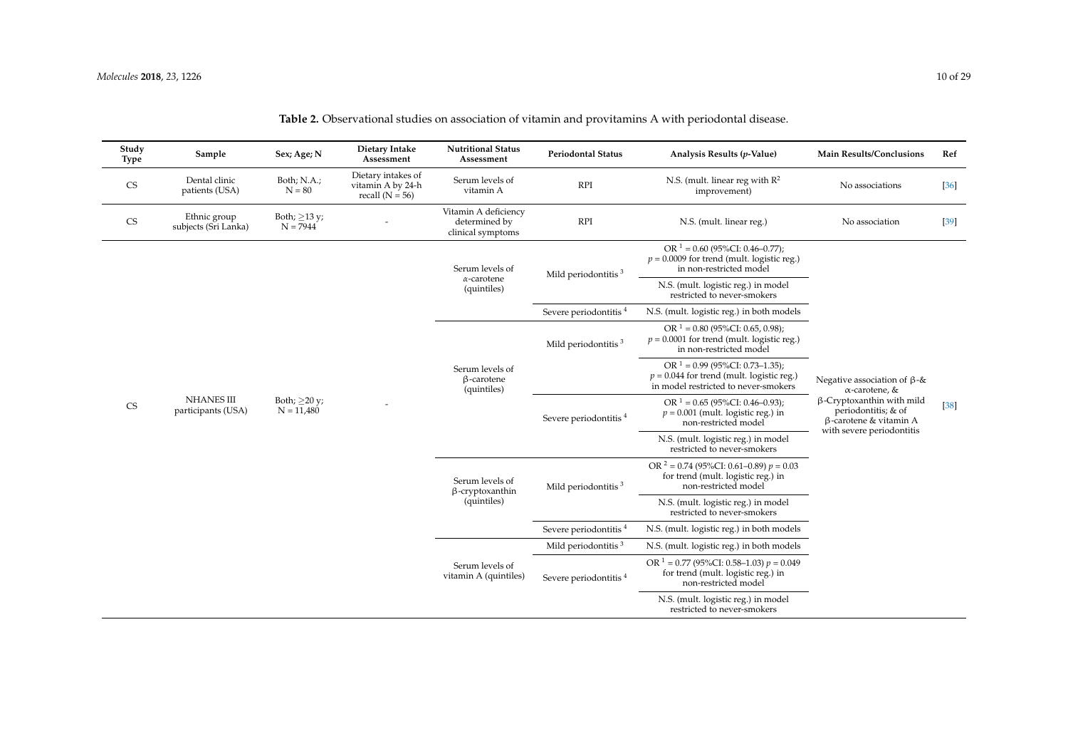**Table 2.** Observational studies on association of vitamin and provitamins A with periodontal disease.

| Study Type | Sample | Sex; Age; N | Dietary Intake Assessment | Nutritional Status Assessment | Periodontal Status | Analysis Results ($p$-Value) | Main Results/Conclusions | Ref |
|---|---|---|---|---|---|---|---|---|
| CS | Dental clinic patients (USA) | Both; N.A.; N = 80 | Dietary intakes of vitamin A by 24-h recall (N = 56) | Serum levels of vitamin A | RPI | N.S. (mult. linear reg with $R^2$ improvement) | No associations | [36] |
| CS | Ethnic group subjects (Sri Lanka) | Both; ≥13 y; N = 7944 | - | Vitamin A deficiency determined by clinical symptoms | RPI | N.S. (mult. linear reg.) | No association | [39] |
| CS | NHANES III participants (USA) | Both; ≥20 y; N = 11,480 | - | Serum levels of α-carotene (quintiles) | Mild periodontitis [3] | OR [1] = 0.60 (95%CI: 0.46–0.77); $p = 0.0009$ for trend (mult. logistic reg.) in non-restricted model | Negative association of β-& α-carotene, & β-Cryptoxanthin with mild periodontitis; & of β-carotene & vitamin A with severe periodontitis | [38] |
| | | | | | | N.S. (mult. logistic reg.) in model restricted to never-smokers | | |
| | | | | | Severe periodontitis [4] | N.S. (mult. logistic reg.) in both models | | |
| | | | | Serum levels of β-carotene (quintiles) | Mild periodontitis [3] | OR [1] = 0.80 (95%CI: 0.65, 0.98); $p = 0.0001$ for trend (mult. logistic reg.) in non-restricted model | | |
| | | | | | | OR [1] = 0.99 (95%CI: 0.73–1.35); $p = 0.044$ for trend (mult. logistic reg.) in model restricted to never-smokers | | |
| | | | | | Severe periodontitis [4] | OR [1] = 0.65 (95%CI: 0.46–0.93); $p = 0.001$ (mult. logistic reg.) in non-restricted model | | |
| | | | | | | N.S. (mult. logistic reg.) in model restricted to never-smokers | | |
| | | | | Serum levels of β-cryptoxanthin (quintiles) | Mild periodontitis [3] | OR [2] = 0.74 (95%CI: 0.61–0.89) $p = 0.03$ for trend (mult. logistic reg.) in non-restricted model | | |
| | | | | | | N.S. (mult. logistic reg.) in model restricted to never-smokers | | |
| | | | | | Severe periodontitis [4] | N.S. (mult. logistic reg.) in both models | | |
| | | | | Serum levels of vitamin A (quintiles) | Mild periodontitis [3] | N.S. (mult. logistic reg.) in both models | | |
| | | | | | Severe periodontitis [4] | OR [1] = 0.77 (95%CI: 0.58–1.03) $p = 0.049$ for trend (mult. logistic reg.) in non-restricted model | | |
| | | | | | | N.S. (mult. logistic reg.) in model restricted to never-smokers | | |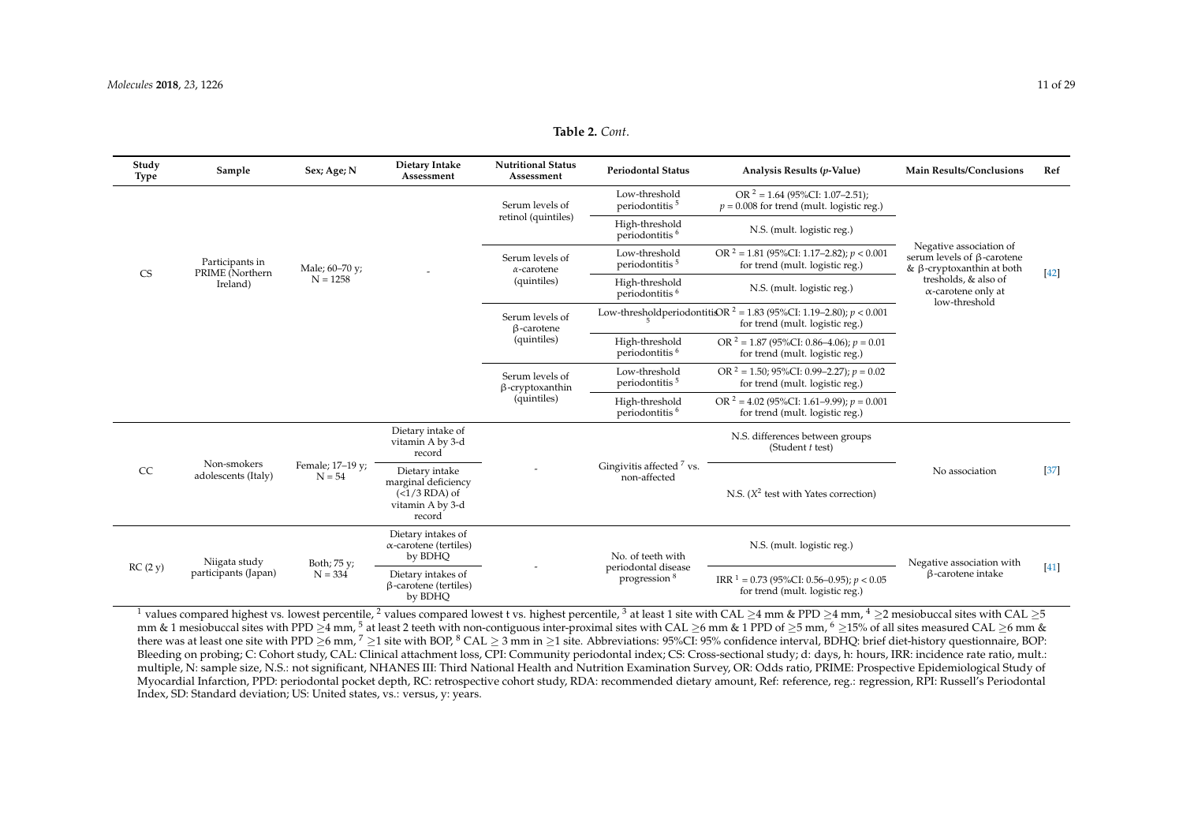**Table 2.** *Cont.*

| Study Type | Sample | Sex; Age; N | Dietary Intake Assessment | Nutritional Status Assessment | Periodontal Status | Analysis Results (*p*-Value) | Main Results/Conclusions | Ref |
|---|---|---|---|---|---|---|---|---|
| CS | Participants in PRIME (Northern Ireland) | Male; 60–70 y; N = 1258 | - | Serum levels of retinol (quintiles) | Low-threshold periodontitis [5] | OR [2] = 1.64 (95%CI: 1.07–2.51); $p = 0.008$ for trend (mult. logistic reg.) | Negative association of serum levels of β-carotene & β-cryptoxanthin at both tresholds, & also of α-carotene only at low-threshold | [42] |
| | | | | | High-threshold periodontitis [6] | N.S. (mult. logistic reg.) | | |
| | | | | Serum levels of α-carotene (quintiles) | Low-threshold periodontitis [5] | OR [2] = 1.81 (95%CI: 1.17–2.82); $p < 0.001$ for trend (mult. logistic reg.) | | |
| | | | | | High-threshold periodontitis [6] | N.S. (mult. logistic reg.) | | |
| | | | | Serum levels of β-carotene (quintiles) | Low-thresholdperiodontitis [5] | OR [2] = 1.83 (95%CI: 1.19–2.80); $p < 0.001$ for trend (mult. logistic reg.) | | |
| | | | | | High-threshold periodontitis [6] | OR [2] = 1.87 (95%CI: 0.86–4.06); $p = 0.01$ for trend (mult. logistic reg.) | | |
| | | | | Serum levels of β-cryptoxanthin (quintiles) | Low-threshold periodontitis [5] | OR [2] = 1.50; 95%CI: 0.99–2.27); $p = 0.02$ for trend (mult. logistic reg.) | | |
| | | | | | High-threshold periodontitis [6] | OR [2] = 4.02 (95%CI: 1.61–9.99); $p = 0.001$ for trend (mult. logistic reg.) | | |
| CC | Non-smokers adolescents (Italy) | Female; 17–19 y; N = 54 | Dietary intake of vitamin A by 3-d record | - | Gingivitis affected [7] vs. non-affected | N.S. differences between groups (Student *t* test) | No association | [37] |
| | | | Dietary intake marginal deficiency (<1/3 RDA) of vitamin A by 3-d record | | | N.S. ($X^2$ test with Yates correction) | | |
| RC (2 y) | Niigata study participants (Japan) | Both; 75 y; N = 334 | Dietary intakes of α-carotene (tertiles) by BDHQ | - | No. of teeth with periodontal disease progression [8] | N.S. (mult. logistic reg.) | Negative association with β-carotene intake | [41] |
| | | | Dietary intakes of β-carotene (tertiles) by BDHQ | | | IRR [1] = 0.73 (95%CI: 0.56–0.95); $p < 0.05$ for trend (mult. logistic reg.) | | |

[1] values compared highest vs. lowest percentile, [2] values compared lowest t vs. highest percentile, [3] at least 1 site with CAL ≥4 mm & PPD ≥4 mm, [4] ≥2 mesiobuccal sites with CAL ≥5 mm & 1 mesiobuccal sites with PPD ≥4 mm, [5] at least 2 teeth with non-contiguous inter-proximal sites with CAL ≥6 mm & 1 PPD of ≥5 mm, [6] ≥15% of all sites measured CAL ≥6 mm & there was at least one site with PPD ≥6 mm, [7] ≥1 site with BOP, [8] CAL ≥ 3 mm in ≥1 site. Abbreviations: 95%CI: 95% confidence interval, BDHQ: brief diet-history questionnaire, BOP: Bleeding on probing; C: Cohort study, CAL: Clinical attachment loss, CPI: Community periodontal index; CS: Cross-sectional study; d: days, h: hours, IRR: incidence rate ratio, mult.: multiple, N: sample size, N.S.: not significant, NHANES III: Third National Health and Nutrition Examination Survey, OR: Odds ratio, PRIME: Prospective Epidemiological Study of Myocardial Infarction, PPD: periodontal pocket depth, RC: retrospective cohort study, RDA: recommended dietary amount, Ref: reference, reg.: regression, RPI: Russell's Periodontal Index, SD: Standard deviation; US: United states, vs.: versus, y: years.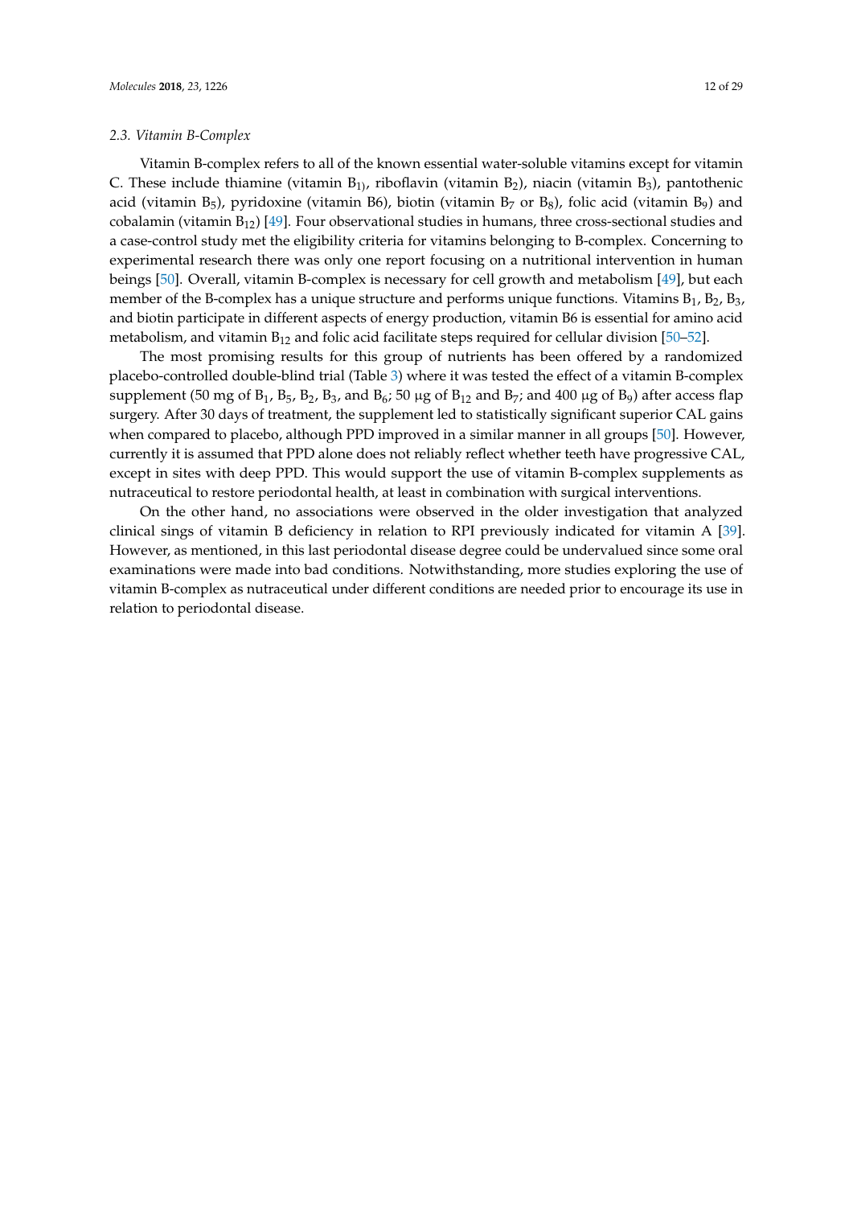### 2.3. Vitamin B-Complex

Vitamin B-complex refers to all of the known essential water-soluble vitamins except for vitamin C. These include thiamine (vitamin $B_{1)}$, riboflavin (vitamin $B_2$), niacin (vitamin $B_3$), pantothenic acid (vitamin $B_5$), pyridoxine (vitamin B6), biotin (vitamin $B_7$ or $B_8$), folic acid (vitamin $B_9$) and cobalamin (vitamin $B_{12}$) [49]. Four observational studies in humans, three cross-sectional studies and a case-control study met the eligibility criteria for vitamins belonging to B-complex. Concerning to experimental research there was only one report focusing on a nutritional intervention in human beings [50]. Overall, vitamin B-complex is necessary for cell growth and metabolism [49], but each member of the B-complex has a unique structure and performs unique functions. Vitamins $B_1$, $B_2$, $B_3$, and biotin participate in different aspects of energy production, vitamin B6 is essential for amino acid metabolism, and vitamin $B_{12}$ and folic acid facilitate steps required for cellular division [50–52].

The most promising results for this group of nutrients has been offered by a randomized placebo-controlled double-blind trial (Table 3) where it was tested the effect of a vitamin B-complex supplement (50 mg of $B_1$, $B_5$, $B_2$, $B_3$, and $B_6$; 50 μg of $B_{12}$ and $B_7$; and 400 μg of $B_9$) after access flap surgery. After 30 days of treatment, the supplement led to statistically significant superior CAL gains when compared to placebo, although PPD improved in a similar manner in all groups [50]. However, currently it is assumed that PPD alone does not reliably reflect whether teeth have progressive CAL, except in sites with deep PPD. This would support the use of vitamin B-complex supplements as nutraceutical to restore periodontal health, at least in combination with surgical interventions.

On the other hand, no associations were observed in the older investigation that analyzed clinical sings of vitamin B deficiency in relation to RPI previously indicated for vitamin A [39]. However, as mentioned, in this last periodontal disease degree could be undervalued since some oral examinations were made into bad conditions. Notwithstanding, more studies exploring the use of vitamin B-complex as nutraceutical under different conditions are needed prior to encourage its use in relation to periodontal disease.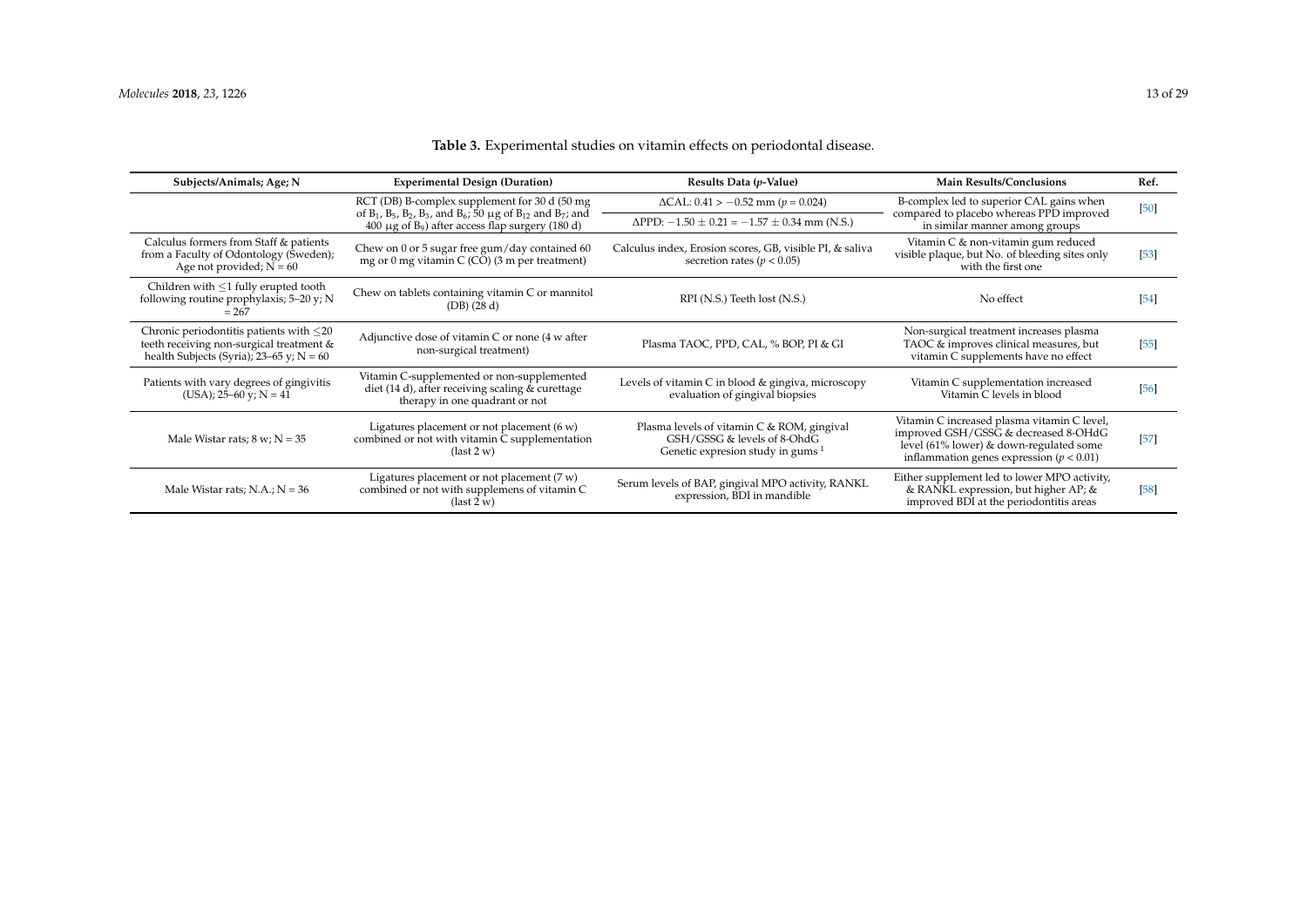**Table 3.** Experimental studies on vitamin effects on periodontal disease.

| Subjects/Animals; Age; N | Experimental Design (Duration) | Results Data (*p*-Value) | Main Results/Conclusions | Ref. |
|---|---|---|---|---|
| | RCT (DB) B-complex supplement for 30 d (50 mg of $B_1$, $B_5$, $B_2$, $B_3$, and $B_6$; 50 µg of $B_{12}$ and $B_7$; and 400 µg of $B_9$) after access flap surgery (180 d) | ΔCAL: 0.41 > −0.52 mm ($p = 0.024$)<br>ΔPPD: −1.50 ± 0.21 = −1.57 ± 0.34 mm (N.S.) | B-complex led to superior CAL gains when compared to placebo whereas PPD improved in similar manner among groups | [50] |
| Calculus formers from Staff & patients from a Faculty of Odontology (Sweden); Age not provided; N = 60 | Chew on 0 or 5 sugar free gum/day contained 60 mg or 0 mg vitamin C (CO) (3 m per treatment) | Calculus index, Erosion scores, GB, visible PI, & saliva secretion rates ($p < 0.05$) | Vitamin C & non-vitamin gum reduced visible plaque, but No. of bleeding sites only with the first one | [53] |
| Children with ≤1 fully erupted tooth following routine prophylaxis; 5–20 y; N = 267 | Chew on tablets containing vitamin C or mannitol (DB) (28 d) | RPI (N.S.) Teeth lost (N.S.) | No effect | [54] |
| Chronic periodontitis patients with ≤20 teeth receiving non-surgical treatment & health Subjects (Syria); 23–65 y; N = 60 | Adjunctive dose of vitamin C or none (4 w after non-surgical treatment) | Plasma TAOC, PPD, CAL, % BOP, PI & GI | Non-surgical treatment increases plasma TAOC & improves clinical measures, but vitamin C supplements have no effect | [55] |
| Patients with vary degrees of gingivitis (USA); 25–60 y; N = 41 | Vitamin C-supplemented or non-supplemented diet (14 d), after receiving scaling & curettage therapy in one quadrant or not | Levels of vitamin C in blood & gingiva, microscopy evaluation of gingival biopsies | Vitamin C supplementation increased Vitamin C levels in blood | [56] |
| Male Wistar rats; 8 w; N = 35 | Ligatures placement or not placement (6 w) combined or not with vitamin C supplementation (last 2 w) | Plasma levels of vitamin C & ROM, gingival GSH/GSSG & levels of 8-OhdG Genetic expresion study in gums [1] | Vitamin C increased plasma vitamin C level, improved GSH/GSSG & decreased 8-OHdG level (61% lower) & down-regulated some inflammation genes expression ($p < 0.01$) | [57] |
| Male Wistar rats; N.A.; N = 36 | Ligatures placement or not placement (7 w) combined or not with supplemens of vitamin C (last 2 w) | Serum levels of BAP, gingival MPO activity, RANKL expression, BDI in mandible | Either supplement led to lower MPO activity, & RANKL expression, but higher AP; & improved BDI at the periodontitis areas | [58] |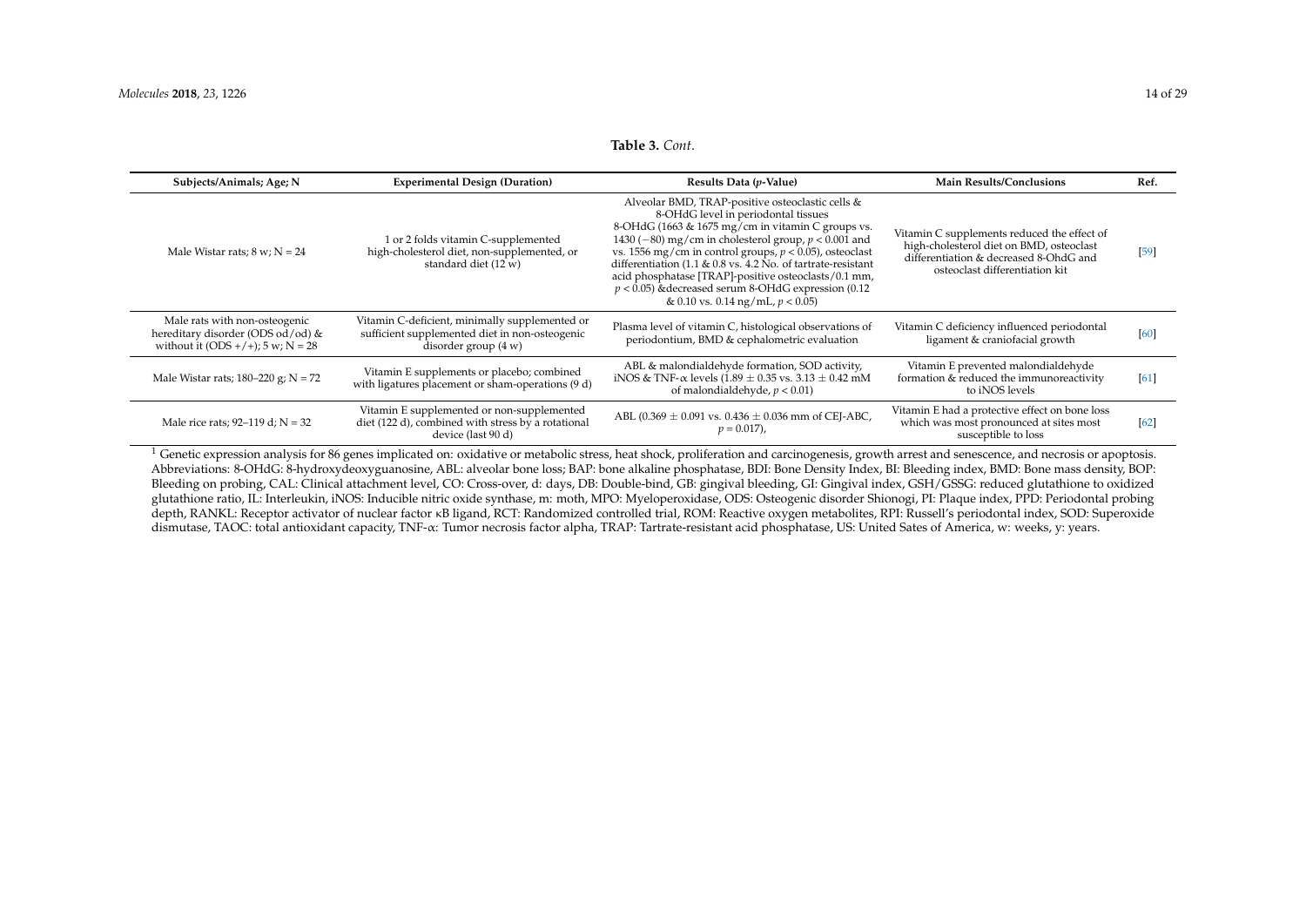**Table 3.** *Cont.*

| Subjects/Animals; Age; N | Experimental Design (Duration) | Results Data (*p*-Value) | Main Results/Conclusions | Ref. |
|---|---|---|---|---|
| Male Wistar rats; 8 w; N = 24 | 1 or 2 folds vitamin C-supplemented high-cholesterol diet, non-supplemented, or standard diet (12 w) | Alveolar BMD, TRAP-positive osteoclastic cells & 8-OHdG level in periodontal tissues 8-OHdG (1663 & 1675 mg/cm in vitamin C groups vs. 1430 (−80) mg/cm in cholesterol group, $p < 0.001$ and vs. 1556 mg/cm in control groups, $p < 0.05$), osteoclast differentiation (1.1 & 0.8 vs. 4.2 No. of tartrate-resistant acid phosphatase [TRAP]-positive osteoclasts/0.1 mm, $p < 0.05$) &decreased serum 8-OHdG expression (0.12 & 0.10 vs. 0.14 ng/mL, $p < 0.05$) | Vitamin C supplements reduced the effect of high-cholesterol diet on BMD, osteoclast differentiation & decreased 8-OhdG and osteoclast differentiation kit | [59] |
| Male rats with non-osteogenic hereditary disorder (ODS od/od) & without it (ODS +/+); 5 w; N = 28 | Vitamin C-deficient, minimally supplemented or sufficient supplemented diet in non-osteogenic disorder group (4 w) | Plasma level of vitamin C, histological observations of periodontium, BMD & cephalometric evaluation | Vitamin C deficiency influenced periodontal ligament & craniofacial growth | [60] |
| Male Wistar rats; 180–220 g; N = 72 | Vitamin E supplements or placebo; combined with ligatures placement or sham-operations (9 d) | ABL & malondialdehyde formation, SOD activity, iNOS & TNF-α levels (1.89 ± 0.35 vs. 3.13 ± 0.42 mM of malondialdehyde, $p < 0.01$) | Vitamin E prevented malondialdehyde formation & reduced the immunoreactivity to iNOS levels | [61] |
| Male rice rats; 92–119 d; N = 32 | Vitamin E supplemented or non-supplemented diet (122 d), combined with stress by a rotational device (last 90 d) | ABL (0.369 ± 0.091 vs. 0.436 ± 0.036 mm of CEJ-ABC, $p = 0.017$), | Vitamin E had a protective effect on bone loss which was most pronounced at sites most susceptible to loss | [62] |

[1] Genetic expression analysis for 86 genes implicated on: oxidative or metabolic stress, heat shock, proliferation and carcinogenesis, growth arrest and senescence, and necrosis or apoptosis. Abbreviations: 8-OHdG: 8-hydroxydeoxyguanosine, ABL: alveolar bone loss; BAP: bone alkaline phosphatase, BDI: Bone Density Index, BI: Bleeding index, BMD: Bone mass density, BOP: Bleeding on probing, CAL: Clinical attachment level, CO: Cross-over, d: days, DB: Double-bind, GB: gingival bleeding, GI: Gingival index, GSH/GSSG: reduced glutathione to oxidized glutathione ratio, IL: Interleukin, iNOS: Inducible nitric oxide synthase, m: moth, MPO: Myeloperoxidase, ODS: Osteogenic disorder Shionogi, PI: Plaque index, PPD: Periodontal probing depth, RANKL: Receptor activator of nuclear factor κB ligand, RCT: Randomized controlled trial, ROM: Reactive oxygen metabolites, RPI: Russell's periodontal index, SOD: Superoxide dismutase, TAOC: total antioxidant capacity, TNF-α: Tumor necrosis factor alpha, TRAP: Tartrate-resistant acid phosphatase, US: United Sates of America, w: weeks, y: years.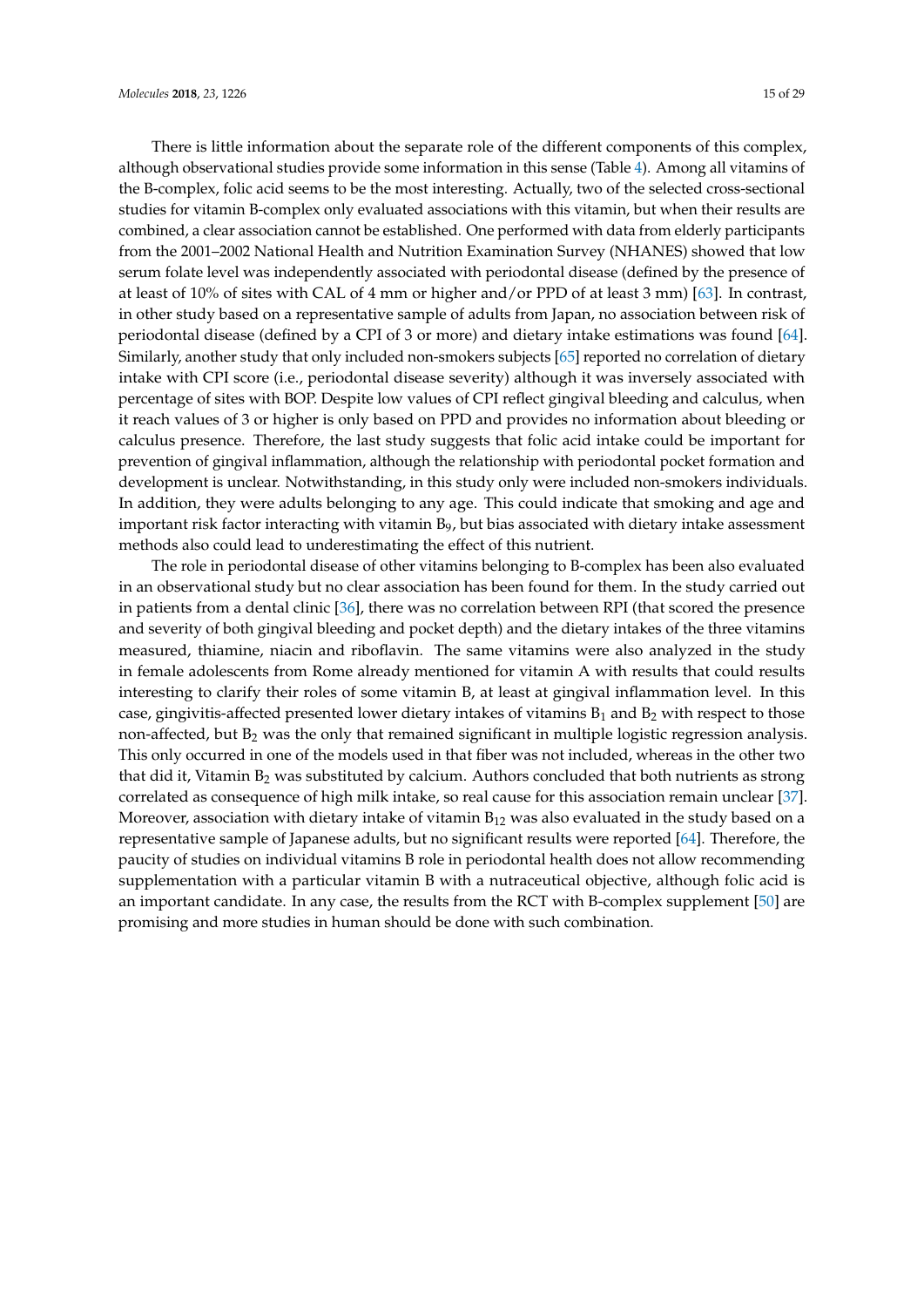There is little information about the separate role of the different components of this complex, although observational studies provide some information in this sense (Table 4). Among all vitamins of the B-complex, folic acid seems to be the most interesting. Actually, two of the selected cross-sectional studies for vitamin B-complex only evaluated associations with this vitamin, but when their results are combined, a clear association cannot be established. One performed with data from elderly participants from the 2001–2002 National Health and Nutrition Examination Survey (NHANES) showed that low serum folate level was independently associated with periodontal disease (defined by the presence of at least of 10% of sites with CAL of 4 mm or higher and/or PPD of at least 3 mm) [63]. In contrast, in other study based on a representative sample of adults from Japan, no association between risk of periodontal disease (defined by a CPI of 3 or more) and dietary intake estimations was found [64]. Similarly, another study that only included non-smokers subjects [65] reported no correlation of dietary intake with CPI score (i.e., periodontal disease severity) although it was inversely associated with percentage of sites with BOP. Despite low values of CPI reflect gingival bleeding and calculus, when it reach values of 3 or higher is only based on PPD and provides no information about bleeding or calculus presence. Therefore, the last study suggests that folic acid intake could be important for prevention of gingival inflammation, although the relationship with periodontal pocket formation and development is unclear. Notwithstanding, in this study only were included non-smokers individuals. In addition, they were adults belonging to any age. This could indicate that smoking and age and important risk factor interacting with vitamin $B_9$, but bias associated with dietary intake assessment methods also could lead to underestimating the effect of this nutrient.

The role in periodontal disease of other vitamins belonging to B-complex has been also evaluated in an observational study but no clear association has been found for them. In the study carried out in patients from a dental clinic [36], there was no correlation between RPI (that scored the presence and severity of both gingival bleeding and pocket depth) and the dietary intakes of the three vitamins measured, thiamine, niacin and riboflavin. The same vitamins were also analyzed in the study in female adolescents from Rome already mentioned for vitamin A with results that could results interesting to clarify their roles of some vitamin B, at least at gingival inflammation level. In this case, gingivitis-affected presented lower dietary intakes of vitamins $B_1$ and $B_2$ with respect to those non-affected, but $B_2$ was the only that remained significant in multiple logistic regression analysis. This only occurred in one of the models used in that fiber was not included, whereas in the other two that did it, Vitamin $B_2$ was substituted by calcium. Authors concluded that both nutrients as strong correlated as consequence of high milk intake, so real cause for this association remain unclear [37]. Moreover, association with dietary intake of vitamin $B_{12}$ was also evaluated in the study based on a representative sample of Japanese adults, but no significant results were reported [64]. Therefore, the paucity of studies on individual vitamins B role in periodontal health does not allow recommending supplementation with a particular vitamin B with a nutraceutical objective, although folic acid is an important candidate. In any case, the results from the RCT with B-complex supplement [50] are promising and more studies in human should be done with such combination.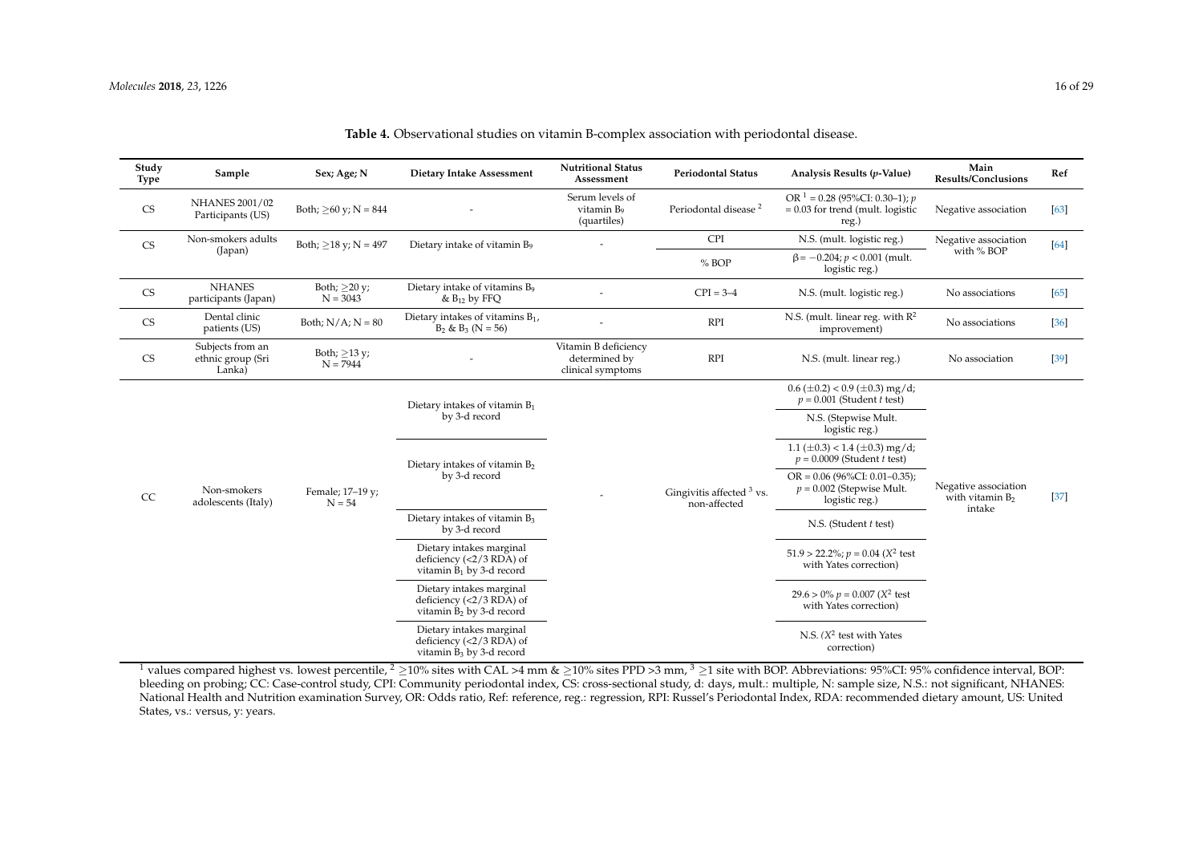**Table 4.** Observational studies on vitamin B-complex association with periodontal disease.

| Study Type | Sample | Sex; Age; N | Dietary Intake Assessment | Nutritional Status Assessment | Periodontal Status | Analysis Results (*p*-Value) | Main Results/Conclusions | Ref |
|---|---|---|---|---|---|---|---|---|
| CS | NHANES 2001/02 Participants (US) | Both; ≥60 y; N = 844 | - | Serum levels of vitamin $B_9$ (quartiles) | Periodontal disease [2] | OR [1] = 0.28 (95%CI: 0.30–1); $p = 0.03$ for trend (mult. logistic reg.) | Negative association | [63] |
| CS | Non-smokers adults (Japan) | Both; ≥18 y; N = 497 | Dietary intake of vitamin $B_9$ | - | CPI | N.S. (mult. logistic reg.) | Negative association with % BOP | [64] |
| | | | | | % BOP | $\beta = -0.204$; $p < 0.001$ (mult. logistic reg.) | | |
| CS | NHANES participants (Japan) | Both; ≥20 y; N = 3043 | Dietary intake of vitamins $B_9$ & $B_{12}$ by FFQ | - | CPI = 3–4 | N.S. (mult. logistic reg.) | No associations | [65] |
| CS | Dental clinic patients (US) | Both; N/A; N = 80 | Dietary intakes of vitamins $B_1$, $B_2$ & $B_3$ (N = 56) | - | RPI | N.S. (mult. linear reg. with $R^2$ improvement) | No associations | [36] |
| CS | Subjects from an ethnic group (Sri Lanka) | Both; ≥13 y; N = 7944 | - | Vitamin B deficiency determined by clinical symptoms | RPI | N.S. (mult. linear reg.) | No association | [39] |
| CC | Non-smokers adolescents (Italy) | Female; 17–19 y; N = 54 | Dietary intakes of vitamin $B_1$ by 3-d record | - | Gingivitis affected [3] vs. non-affected | 0.6 (±0.2) < 0.9 (±0.3) mg/d; $p = 0.001$ (Student *t* test) | Negative association with vitamin $B_2$ intake | [37] |
| | | | | | | N.S. (Stepwise Mult. logistic reg.) | | |
| | | | Dietary intakes of vitamin $B_2$ by 3-d record | | | 1.1 (±0.3) < 1.4 (±0.3) mg/d; $p = 0.0009$ (Student *t* test) | | |
| | | | | | | OR = 0.06 (96%CI: 0.01–0.35); $p = 0.002$ (Stepwise Mult. logistic reg.) | | |
| | | | Dietary intakes of vitamin $B_3$ by 3-d record | | | N.S. (Student *t* test) | | |
| | | | Dietary intakes marginal deficiency (<2/3 RDA) of vitamin $B_1$ by 3-d record | | | 51.9 > 22.2%; $p = 0.04$ ($X^2$ test with Yates correction) | | |
| | | | Dietary intakes marginal deficiency (<2/3 RDA) of vitamin $B_2$ by 3-d record | | | 29.6 > 0% $p = 0.007$ ($X^2$ test with Yates correction) | | |
| | | | Dietary intakes marginal deficiency (<2/3 RDA) of vitamin $B_3$ by 3-d record | | | N.S. ($X^2$ test with Yates correction) | | |

[1] values compared highest vs. lowest percentile, [2] ≥10% sites with CAL >4 mm & ≥10% sites PPD >3 mm, [3] ≥1 site with BOP. Abbreviations: 95%CI: 95% confidence interval, BOP: bleeding on probing; CC: Case-control study, CPI: Community periodontal index, CS: cross-sectional study, d: days, mult.: multiple, N: sample size, N.S.: not significant, NHANES: National Health and Nutrition examination Survey, OR: Odds ratio, Ref: reference, reg.: regression, RPI: Russel's Periodontal Index, RDA: recommended dietary amount, US: United States, vs.: versus, y: years.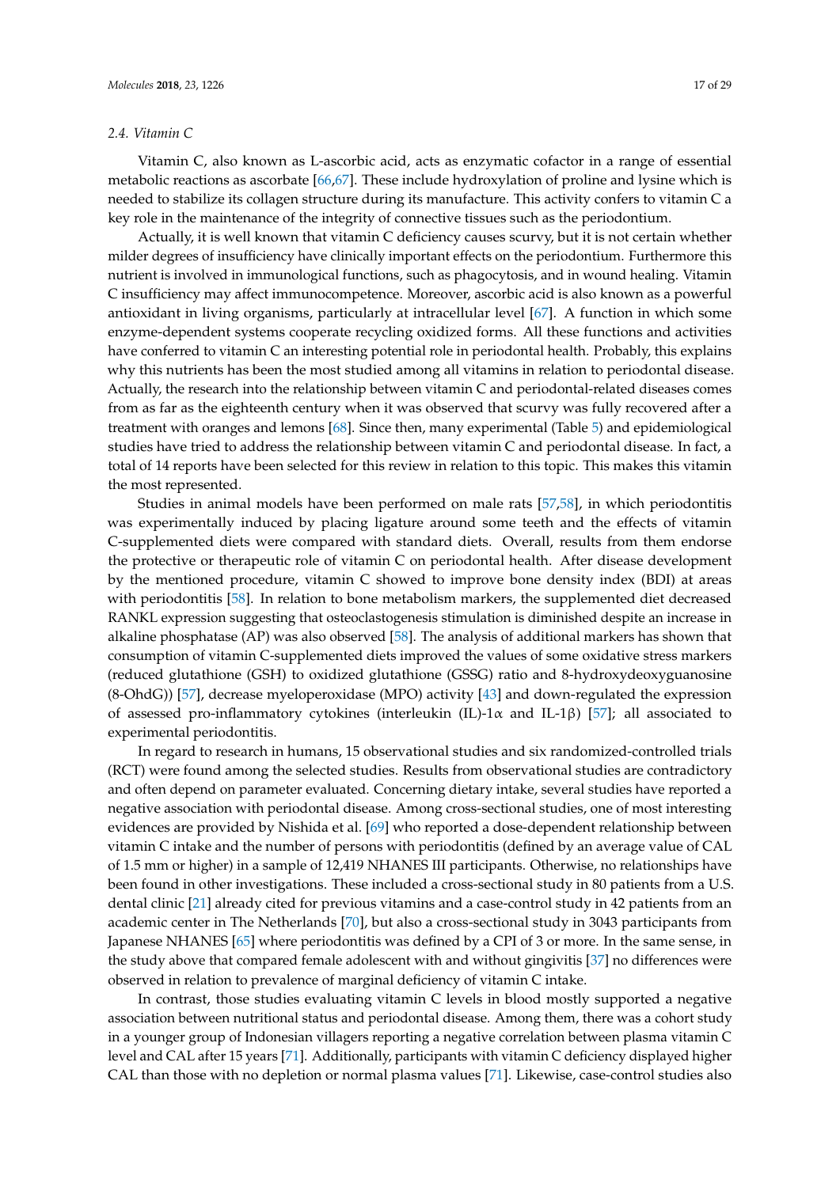### 2.4. Vitamin C

Vitamin C, also known as L-ascorbic acid, acts as enzymatic cofactor in a range of essential metabolic reactions as ascorbate [66,67]. These include hydroxylation of proline and lysine which is needed to stabilize its collagen structure during its manufacture. This activity confers to vitamin C a key role in the maintenance of the integrity of connective tissues such as the periodontium.

Actually, it is well known that vitamin C deficiency causes scurvy, but it is not certain whether milder degrees of insufficiency have clinically important effects on the periodontium. Furthermore this nutrient is involved in immunological functions, such as phagocytosis, and in wound healing. Vitamin C insufficiency may affect immunocompetence. Moreover, ascorbic acid is also known as a powerful antioxidant in living organisms, particularly at intracellular level [67]. A function in which some enzyme-dependent systems cooperate recycling oxidized forms. All these functions and activities have conferred to vitamin C an interesting potential role in periodontal health. Probably, this explains why this nutrients has been the most studied among all vitamins in relation to periodontal disease. Actually, the research into the relationship between vitamin C and periodontal-related diseases comes from as far as the eighteenth century when it was observed that scurvy was fully recovered after a treatment with oranges and lemons [68]. Since then, many experimental (Table 5) and epidemiological studies have tried to address the relationship between vitamin C and periodontal disease. In fact, a total of 14 reports have been selected for this review in relation to this topic. This makes this vitamin the most represented.

Studies in animal models have been performed on male rats [57,58], in which periodontitis was experimentally induced by placing ligature around some teeth and the effects of vitamin C-supplemented diets were compared with standard diets. Overall, results from them endorse the protective or therapeutic role of vitamin C on periodontal health. After disease development by the mentioned procedure, vitamin C showed to improve bone density index (BDI) at areas with periodontitis [58]. In relation to bone metabolism markers, the supplemented diet decreased RANKL expression suggesting that osteoclastogenesis stimulation is diminished despite an increase in alkaline phosphatase (AP) was also observed [58]. The analysis of additional markers has shown that consumption of vitamin C-supplemented diets improved the values of some oxidative stress markers (reduced glutathione (GSH) to oxidized glutathione (GSSG) ratio and 8-hydroxydeoxyguanosine (8-OhdG)) [57], decrease myeloperoxidase (MPO) activity [43] and down-regulated the expression of assessed pro-inflammatory cytokines (interleukin (IL)-1α and IL-1β) [57]; all associated to experimental periodontitis.

In regard to research in humans, 15 observational studies and six randomized-controlled trials (RCT) were found among the selected studies. Results from observational studies are contradictory and often depend on parameter evaluated. Concerning dietary intake, several studies have reported a negative association with periodontal disease. Among cross-sectional studies, one of most interesting evidences are provided by Nishida et al. [69] who reported a dose-dependent relationship between vitamin C intake and the number of persons with periodontitis (defined by an average value of CAL of 1.5 mm or higher) in a sample of 12,419 NHANES III participants. Otherwise, no relationships have been found in other investigations. These included a cross-sectional study in 80 patients from a U.S. dental clinic [21] already cited for previous vitamins and a case-control study in 42 patients from an academic center in The Netherlands [70], but also a cross-sectional study in 3043 participants from Japanese NHANES [65] where periodontitis was defined by a CPI of 3 or more. In the same sense, in the study above that compared female adolescent with and without gingivitis [37] no differences were observed in relation to prevalence of marginal deficiency of vitamin C intake.

In contrast, those studies evaluating vitamin C levels in blood mostly supported a negative association between nutritional status and periodontal disease. Among them, there was a cohort study in a younger group of Indonesian villagers reporting a negative correlation between plasma vitamin C level and CAL after 15 years [71]. Additionally, participants with vitamin C deficiency displayed higher CAL than those with no depletion or normal plasma values [71]. Likewise, case-control studies also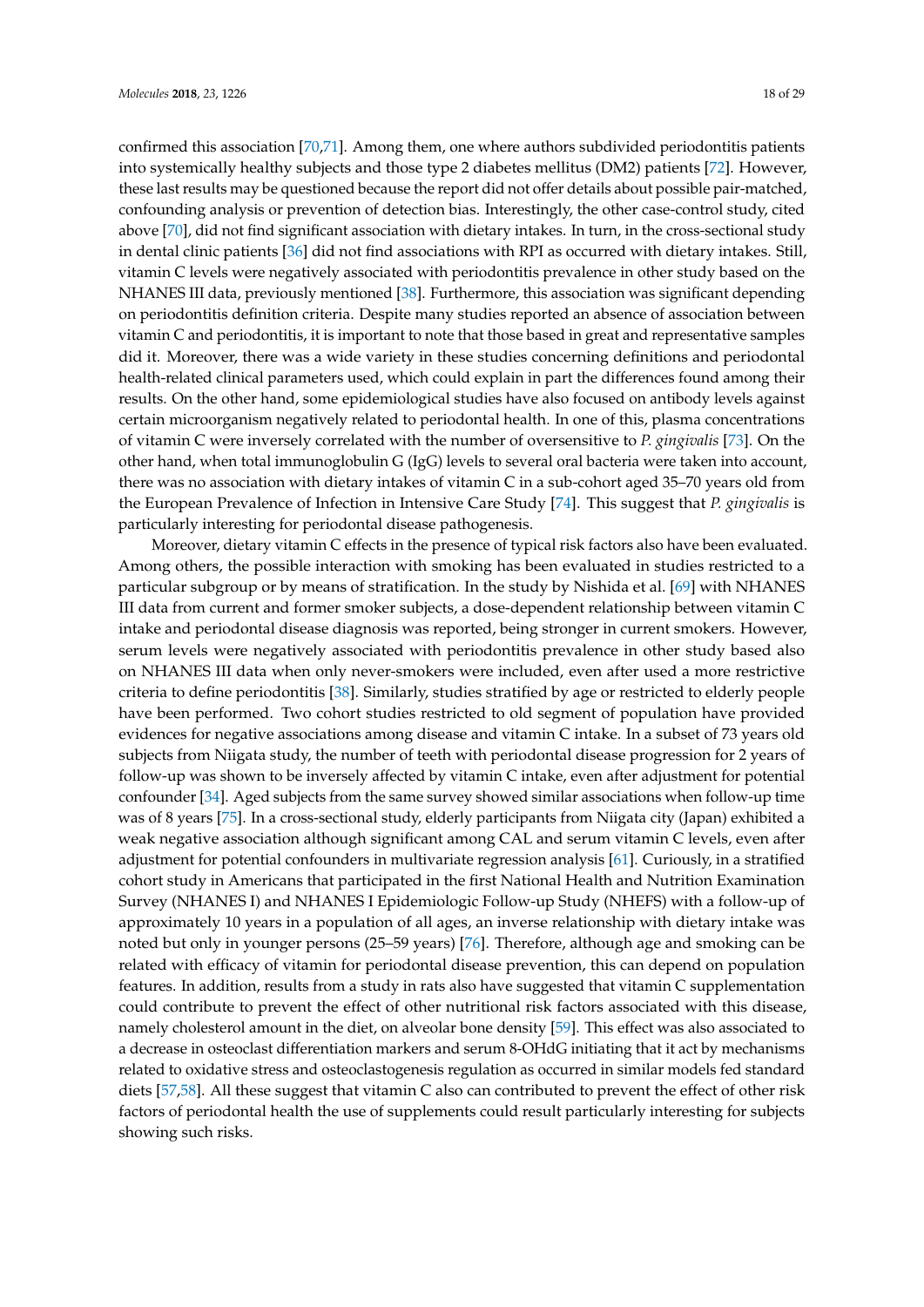confirmed this association [70,71]. Among them, one where authors subdivided periodontitis patients into systemically healthy subjects and those type 2 diabetes mellitus (DM2) patients [72]. However, these last results may be questioned because the report did not offer details about possible pair-matched, confounding analysis or prevention of detection bias. Interestingly, the other case-control study, cited above [70], did not find significant association with dietary intakes. In turn, in the cross-sectional study in dental clinic patients [36] did not find associations with RPI as occurred with dietary intakes. Still, vitamin C levels were negatively associated with periodontitis prevalence in other study based on the NHANES III data, previously mentioned [38]. Furthermore, this association was significant depending on periodontitis definition criteria. Despite many studies reported an absence of association between vitamin C and periodontitis, it is important to note that those based in great and representative samples did it. Moreover, there was a wide variety in these studies concerning definitions and periodontal health-related clinical parameters used, which could explain in part the differences found among their results. On the other hand, some epidemiological studies have also focused on antibody levels against certain microorganism negatively related to periodontal health. In one of this, plasma concentrations of vitamin C were inversely correlated with the number of oversensitive to *P. gingivalis* [73]. On the other hand, when total immunoglobulin G (IgG) levels to several oral bacteria were taken into account, there was no association with dietary intakes of vitamin C in a sub-cohort aged 35–70 years old from the European Prevalence of Infection in Intensive Care Study [74]. This suggest that *P. gingivalis* is particularly interesting for periodontal disease pathogenesis.

Moreover, dietary vitamin C effects in the presence of typical risk factors also have been evaluated. Among others, the possible interaction with smoking has been evaluated in studies restricted to a particular subgroup or by means of stratification. In the study by Nishida et al. [69] with NHANES III data from current and former smoker subjects, a dose-dependent relationship between vitamin C intake and periodontal disease diagnosis was reported, being stronger in current smokers. However, serum levels were negatively associated with periodontitis prevalence in other study based also on NHANES III data when only never-smokers were included, even after used a more restrictive criteria to define periodontitis [38]. Similarly, studies stratified by age or restricted to elderly people have been performed. Two cohort studies restricted to old segment of population have provided evidences for negative associations among disease and vitamin C intake. In a subset of 73 years old subjects from Niigata study, the number of teeth with periodontal disease progression for 2 years of follow-up was shown to be inversely affected by vitamin C intake, even after adjustment for potential confounder [34]. Aged subjects from the same survey showed similar associations when follow-up time was of 8 years [75]. In a cross-sectional study, elderly participants from Niigata city (Japan) exhibited a weak negative association although significant among CAL and serum vitamin C levels, even after adjustment for potential confounders in multivariate regression analysis [61]. Curiously, in a stratified cohort study in Americans that participated in the first National Health and Nutrition Examination Survey (NHANES I) and NHANES I Epidemiologic Follow-up Study (NHEFS) with a follow-up of approximately 10 years in a population of all ages, an inverse relationship with dietary intake was noted but only in younger persons (25–59 years) [76]. Therefore, although age and smoking can be related with efficacy of vitamin for periodontal disease prevention, this can depend on population features. In addition, results from a study in rats also have suggested that vitamin C supplementation could contribute to prevent the effect of other nutritional risk factors associated with this disease, namely cholesterol amount in the diet, on alveolar bone density [59]. This effect was also associated to a decrease in osteoclast differentiation markers and serum 8-OHdG initiating that it act by mechanisms related to oxidative stress and osteoclastogenesis regulation as occurred in similar models fed standard diets [57,58]. All these suggest that vitamin C also can contributed to prevent the effect of other risk factors of periodontal health the use of supplements could result particularly interesting for subjects showing such risks.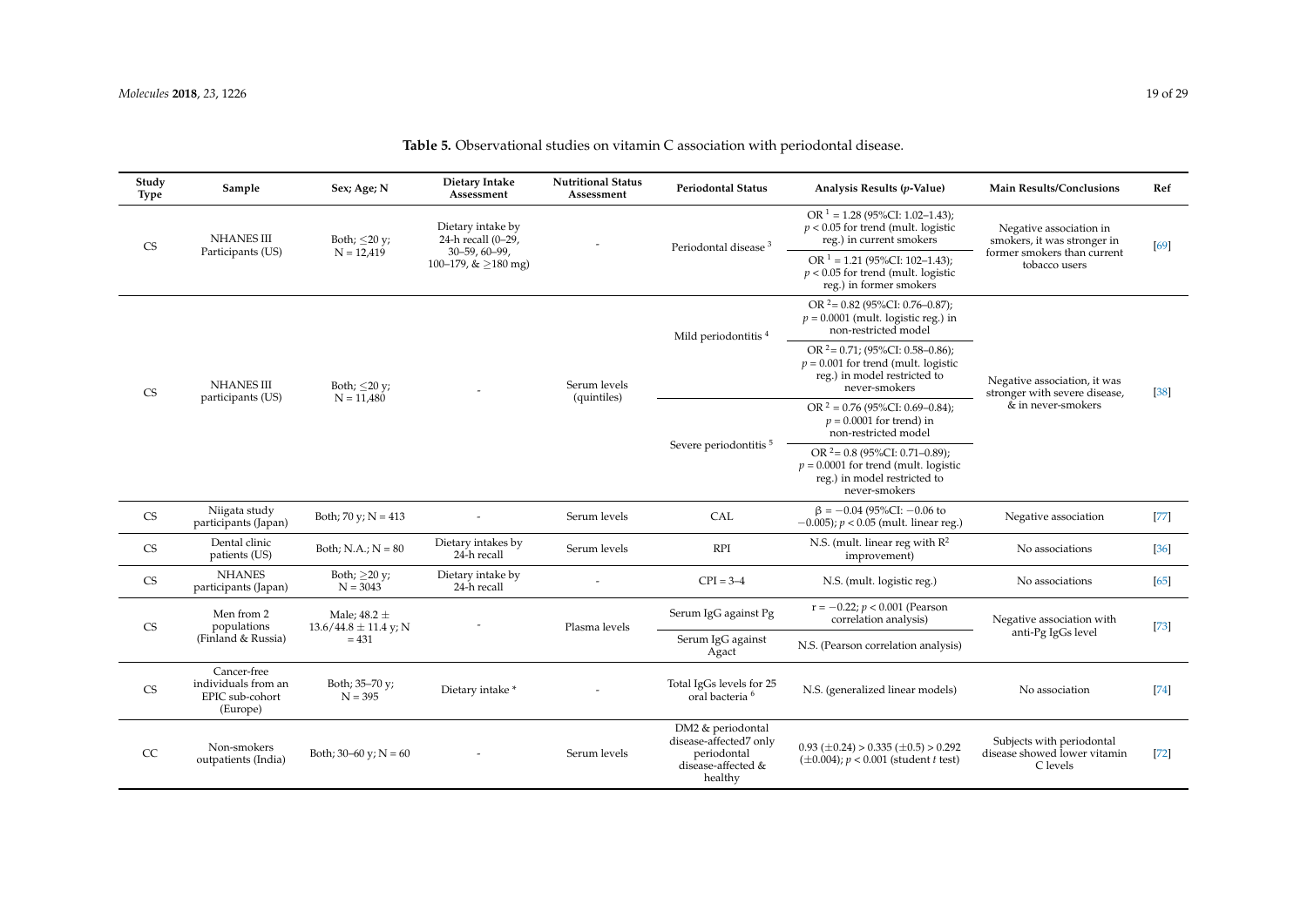**Table 5.** Observational studies on vitamin C association with periodontal disease.

| Study Type | Sample | Sex; Age; N | Dietary Intake Assessment | Nutritional Status Assessment | Periodontal Status | Analysis Results (*p*-Value) | Main Results/Conclusions | Ref |
|---|---|---|---|---|---|---|---|---|
| CS | NHANES III Participants (US) | Both; ≤20 y; N = 12,419 | Dietary intake by 24-h recall (0–29, 30–59, 60–99, 100–179, & ≥180 mg) | - | Periodontal disease [3] | OR [1] = 1.28 (95%CI: 1.02–1.43); $p < 0.05$ for trend (mult. logistic reg.) in current smokers | Negative association in smokers, it was stronger in former smokers than current tobacco users | [69] |
| | | | | | | OR [1] = 1.21 (95%CI: 102–1.43); $p < 0.05$ for trend (mult. logistic reg.) in former smokers | | |
| CS | NHANES III participants (US) | Both; ≤20 y; N = 11,480 | - | Serum levels (quintiles) | Mild periodontitis [4] | OR [2]= 0.82 (95%CI: 0.76–0.87); $p = 0.0001$ (mult. logistic reg.) in non-restricted model | Negative association, it was stronger with severe disease, & in never-smokers | [38] |
| | | | | | | OR [2]= 0.71; (95%CI: 0.58–0.86); $p = 0.001$ for trend (mult. logistic reg.) in model restricted to never-smokers | | |
| | | | | | Severe periodontitis [5] | OR [2] = 0.76 (95%CI: 0.69–0.84); $p = 0.0001$ for trend) in non-restricted model | | |
| | | | | | | OR [2]= 0.8 (95%CI: 0.71–0.89); $p = 0.0001$ for trend (mult. logistic reg.) in model restricted to never-smokers | | |
| CS | Niigata study participants (Japan) | Both; 70 y; N = 413 | - | Serum levels | CAL | β = −0.04 (95%CI: −0.06 to −0.005); $p < 0.05$ (mult. linear reg.) | Negative association | [77] |
| CS | Dental clinic patients (US) | Both; N.A.; N = 80 | Dietary intakes by 24-h recall | Serum levels | RPI | N.S. (mult. linear reg with $R^2$ improvement) | No associations | [36] |
| CS | NHANES participants (Japan) | Both; ≥20 y; N = 3043 | Dietary intake by 24-h recall | - | CPI = 3–4 | N.S. (mult. logistic reg.) | No associations | [65] |
| CS | Men from 2 populations (Finland & Russia) | Male; 48.2 ± 13.6/44.8 ± 11.4 y; N = 431 | - | Plasma levels | Serum IgG against Pg | r = −0.22; $p < 0.001$ (Pearson correlation analysis) | Negative association with anti-Pg IgGs level | [73] |
| | | | | | Serum IgG against Agact | N.S. (Pearson correlation analysis) | | |
| CS | Cancer-free individuals from an EPIC sub-cohort (Europe) | Both; 35–70 y; N = 395 | Dietary intake * | - | Total IgGs levels for 25 oral bacteria [6] | N.S. (generalized linear models) | No association | [74] |
| CC | Non-smokers outpatients (India) | Both; 30–60 y; N = 60 | - | Serum levels | DM2 & periodontal disease-affected7 only periodontal disease-affected & healthy | 0.93 (±0.24) > 0.335 (±0.5) > 0.292 (±0.004); $p < 0.001$ (student *t* test) | Subjects with periodontal disease showed lower vitamin C levels | [72] |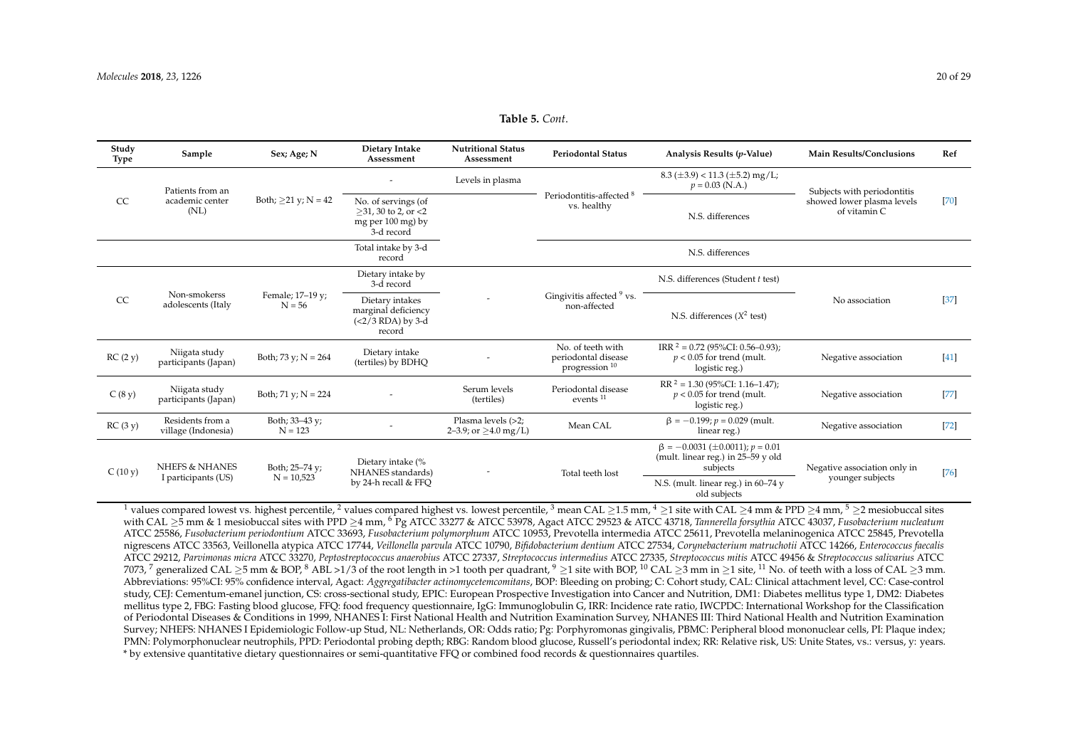**Table 5.** *Cont.*

| Study Type | Sample | Sex; Age; N | Dietary Intake Assessment | Nutritional Status Assessment | Periodontal Status | Analysis Results (*p*-Value) | Main Results/Conclusions | Ref |
|---|---|---|---|---|---|---|---|---|
| CC | Patients from an academic center (NL) | Both; ≥21 y; N = 42 | - | Levels in plasma | Periodontitis-affected [8] vs. healthy | 8.3 (±3.9) < 11.3 (±5.2) mg/L; $p = 0.03$ (N.A.) | Subjects with periodontitis showed lower plasma levels of vitamin C | [70] |
| | | | No. of servings (of ≥31, 30 to 2, or <2 mg per 100 mg) by 3-d record | | | N.S. differences | | |
| | | | Total intake by 3-d record | | | N.S. differences | | |
| CC | Non-smokerss adolescents (Italy | Female; 17–19 y; N = 56 | Dietary intake by 3-d record | - | Gingivitis affected [9] vs. non-affected | N.S. differences (Student *t* test) | No association | [37] |
| | | | Dietary intakes marginal deficiency (<2/3 RDA) by 3-d record | | | N.S. differences ($X^2$ test) | | |
| RC (2 y) | Niigata study participants (Japan) | Both; 73 y; N = 264 | Dietary intake (tertiles) by BDHQ | - | No. of teeth with periodontal disease progression [10] | IRR [2] = 0.72 (95%CI: 0.56–0.93); $p < 0.05$ for trend (mult. logistic reg.) | Negative association | [41] |
| C (8 y) | Niigata study participants (Japan) | Both; 71 y; N = 224 | - | Serum levels (tertiles) | Periodontal disease events [11] | RR [2] = 1.30 (95%CI: 1.16–1.47); $p < 0.05$ for trend (mult. logistic reg.) | Negative association | [77] |
| RC (3 y) | Residents from a village (Indonesia) | Both; 33–43 y; N = 123 | - | Plasma levels (>2; 2–3.9; or ≥4.0 mg/L) | Mean CAL | $\beta = -0.199$; $p = 0.029$ (mult. linear reg.) | Negative association | [72] |
| C (10 y) | NHEFS & NHANES I participants (US) | Both; 25–74 y; N = 10,523 | Dietary intake (% NHANES standards) by 24-h recall & FFQ | - | Total teeth lost | $\beta = -0.0031$ (±0.0011); $p = 0.01$ (mult. linear reg.) in 25–59 y old subjects | Negative association only in younger subjects | [76] |
| | | | | | | N.S. (mult. linear reg.) in 60–74 y old subjects | | |

[1] values compared lowest vs. highest percentile, [2] values compared highest vs. lowest percentile, [3] mean CAL ≥1.5 mm, [4] ≥1 site with CAL ≥4 mm & PPD ≥4 mm, [5] ≥2 mesiobuccal sites with CAL ≥5 mm & 1 mesiobuccal sites with PPD ≥4 mm, [6] Pg ATCC 33277 & ATCC 53978, Agact ATCC 29523 & ATCC 43718, *Tannerella forsythia* ATCC 43037, *Fusobacterium nucleatum* ATCC 25586, *Fusobacterium periodontium* ATCC 33693, *Fusobacterium polymorphum* ATCC 10953, Prevotella intermedia ATCC 25611, Prevotella melaninogenica ATCC 25845, Prevotella nigrescens ATCC 33563, Veillonella atypica ATCC 17744, *Veillonella parvula* ATCC 10790, *Bifidobacterium dentium* ATCC 27534, *Corynebacterium matruchotii* ATCC 14266, *Enterococcus faecalis* ATCC 29212, *Parvimonas micra* ATCC 33270, *Peptostreptococcus anaerobius* ATCC 27337, *Streptococcus intermedius* ATCC 27335, *Streptococcus mitis* ATCC 49456 & *Streptococcus salivarius* ATCC 7073, [7] generalized CAL ≥5 mm & BOP, [8] ABL >1/3 of the root length in >1 tooth per quadrant, [9] ≥1 site with BOP, [10] CAL ≥3 mm in ≥1 site, [11] No. of teeth with a loss of CAL ≥3 mm.
Abbreviations: 95%CI: 95% confidence interval, Agact: *Aggregatibacter actinomycetemcomitans*, BOP: Bleeding on probing; C: Cohort study, CAL: Clinical attachment level, CC: Case-control study, CEJ: Cementum-emanel junction, CS: cross-sectional study, EPIC: European Prospective Investigation into Cancer and Nutrition, DM1: Diabetes mellitus type 1, DM2: Diabetes mellitus type 2, FBG: Fasting blood glucose, FFQ: food frequency questionnaire, IgG: Immunoglobulin G, IRR: Incidence rate ratio, IWCPDC: International Workshop for the Classification of Periodontal Diseases & Conditions in 1999, NHANES I: First National Health and Nutrition Examination Survey, NHANES III: Third National Health and Nutrition Examination Survey; NHEFS: NHANES I Epidemiologic Follow-up Stud, NL: Netherlands, OR: Odds ratio; Pg: Porphyromonas gingivalis, PBMC: Peripheral blood mononuclear cells, PI: Plaque index; PMN: Polymorphonuclear neutrophils, PPD: Periodontal probing depth; RBG: Random blood glucose, Russell's periodontal index; RR: Relative risk, US: Unite States, vs.: versus, y: years.
* by extensive quantitative dietary questionnaires or semi-quantitative FFQ or combined food records & questionnaires quartiles.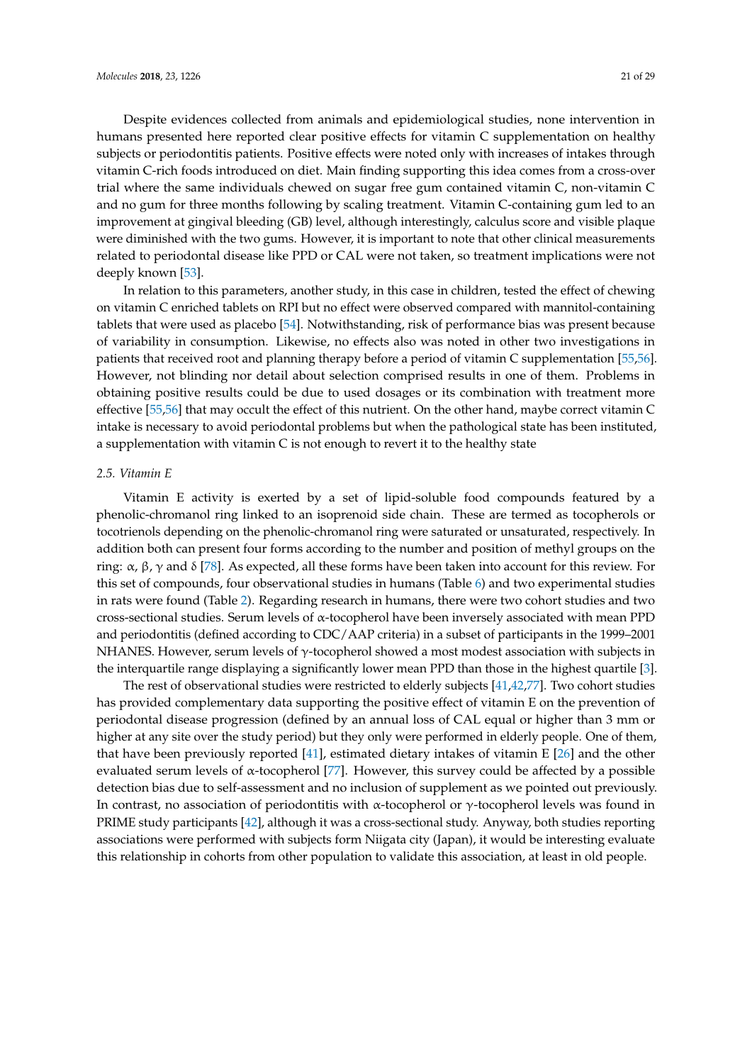Despite evidences collected from animals and epidemiological studies, none intervention in humans presented here reported clear positive effects for vitamin C supplementation on healthy subjects or periodontitis patients. Positive effects were noted only with increases of intakes through vitamin C-rich foods introduced on diet. Main finding supporting this idea comes from a cross-over trial where the same individuals chewed on sugar free gum contained vitamin C, non-vitamin C and no gum for three months following by scaling treatment. Vitamin C-containing gum led to an improvement at gingival bleeding (GB) level, although interestingly, calculus score and visible plaque were diminished with the two gums. However, it is important to note that other clinical measurements related to periodontal disease like PPD or CAL were not taken, so treatment implications were not deeply known [53].

In relation to this parameters, another study, in this case in children, tested the effect of chewing on vitamin C enriched tablets on RPI but no effect were observed compared with mannitol-containing tablets that were used as placebo [54]. Notwithstanding, risk of performance bias was present because of variability in consumption. Likewise, no effects also was noted in other two investigations in patients that received root and planning therapy before a period of vitamin C supplementation [55,56]. However, not blinding nor detail about selection comprised results in one of them. Problems in obtaining positive results could be due to used dosages or its combination with treatment more effective [55,56] that may occult the effect of this nutrient. On the other hand, maybe correct vitamin C intake is necessary to avoid periodontal problems but when the pathological state has been instituted, a supplementation with vitamin C is not enough to revert it to the healthy state

### *2.5. Vitamin E*

Vitamin E activity is exerted by a set of lipid-soluble food compounds featured by a phenolic-chromanol ring linked to an isoprenoid side chain. These are termed as tocopherols or tocotrienols depending on the phenolic-chromanol ring were saturated or unsaturated, respectively. In addition both can present four forms according to the number and position of methyl groups on the ring: α, β, γ and δ [78]. As expected, all these forms have been taken into account for this review. For this set of compounds, four observational studies in humans (Table 6) and two experimental studies in rats were found (Table 2). Regarding research in humans, there were two cohort studies and two cross-sectional studies. Serum levels of α-tocopherol have been inversely associated with mean PPD and periodontitis (defined according to CDC/AAP criteria) in a subset of participants in the 1999–2001 NHANES. However, serum levels of γ-tocopherol showed a most modest association with subjects in the interquartile range displaying a significantly lower mean PPD than those in the highest quartile [3].

The rest of observational studies were restricted to elderly subjects [41,42,77]. Two cohort studies has provided complementary data supporting the positive effect of vitamin E on the prevention of periodontal disease progression (defined by an annual loss of CAL equal or higher than 3 mm or higher at any site over the study period) but they only were performed in elderly people. One of them, that have been previously reported [41], estimated dietary intakes of vitamin E [26] and the other evaluated serum levels of α-tocopherol [77]. However, this survey could be affected by a possible detection bias due to self-assessment and no inclusion of supplement as we pointed out previously. In contrast, no association of periodontitis with α-tocopherol or γ-tocopherol levels was found in PRIME study participants [42], although it was a cross-sectional study. Anyway, both studies reporting associations were performed with subjects form Niigata city (Japan), it would be interesting evaluate this relationship in cohorts from other population to validate this association, at least in old people.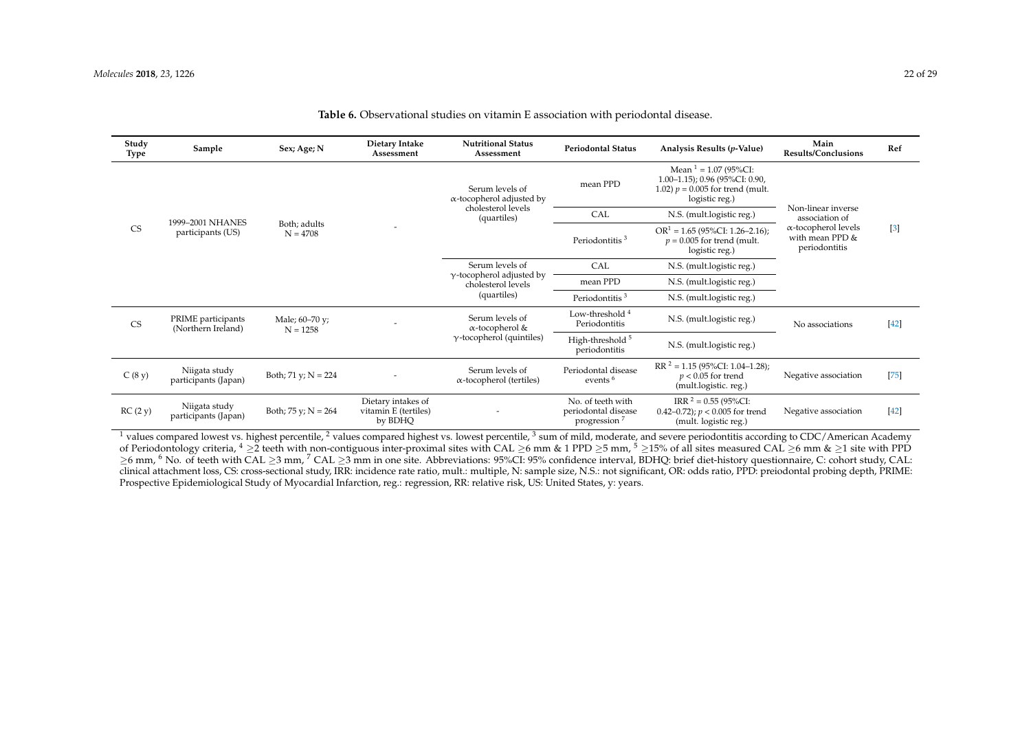**Table 6.** Observational studies on vitamin E association with periodontal disease.

| Study Type | Sample | Sex; Age; N | Dietary Intake Assessment | Nutritional Status Assessment | Periodontal Status | Analysis Results (*p*-Value) | Main Results/Conclusions | Ref |
|---|---|---|---|---|---|---|---|---|
| CS | 1999–2001 NHANES participants (US) | Both; adults N = 4708 | - | Serum levels of α-tocopherol adjusted by cholesterol levels (quartiles) | mean PPD | Mean [1] = 1.07 (95%CI: 1.00–1.15); 0.96 (95%CI: 0.90, 1.02) $p = 0.005$ for trend (mult. logistic reg.) | Non-linear inverse association of α-tocopherol levels with mean PPD & periodontitis | [3] |
| | | | | | CAL | N.S. (mult.logistic reg.) | | |
| | | | | | Periodontitis [3] | OR[1] = 1.65 (95%CI: 1.26–2.16); $p = 0.005$ for trend (mult. logistic reg.) | | |
| | | | | Serum levels of γ-tocopherol adjusted by cholesterol levels (quartiles) | CAL | N.S. (mult.logistic reg.) | | |
| | | | | | mean PPD | N.S. (mult.logistic reg.) | | |
| | | | | | Periodontitis [3] | N.S. (mult.logistic reg.) | | |
| CS | PRIME participants (Northern Ireland) | Male; 60–70 y; N = 1258 | - | Serum levels of α-tocopherol & γ-tocopherol (quintiles) | Low-threshold [4] Periodontitis | N.S. (mult.logistic reg.) | No associations | [42] |
| | | | | | High-threshold [5] periodontitis | N.S. (mult.logistic reg.) | | |
| C (8 y) | Niigata study participants (Japan) | Both; 71 y; N = 224 | - | Serum levels of α-tocopherol (tertiles) | Periodontal disease events [6] | RR [2] = 1.15 (95%CI: 1.04–1.28); $p < 0.05$ for trend (mult.logistic. reg.) | Negative association | [75] |
| RC (2 y) | Niigata study participants (Japan) | Both; 75 y; N = 264 | Dietary intakes of vitamin E (tertiles) by BDHQ | - | No. of teeth with periodontal disease progression [7] | IRR [2] = 0.55 (95%CI: 0.42–0.72); $p < 0.005$ for trend (mult. logistic reg.) | Negative association | [42] |

[1] values compared lowest vs. highest percentile, [2] values compared highest vs. lowest percentile, [3] sum of mild, moderate, and severe periodontitis according to CDC/American Academy of Periodontology criteria, [4] ≥2 teeth with non-contiguous inter-proximal sites with CAL ≥6 mm & 1 PPD ≥5 mm, [5] ≥15% of all sites measured CAL ≥6 mm & ≥1 site with PPD ≥6 mm, [6] No. of teeth with CAL ≥3 mm, [7] CAL ≥3 mm in one site. Abbreviations: 95%CI: 95% confidence interval, BDHQ: brief diet-history questionnaire, C: cohort study, CAL: clinical attachment loss, CS: cross-sectional study, IRR: incidence rate ratio, mult.: multiple, N: sample size, N.S.: not significant, OR: odds ratio, PPD: preiodontal probing depth, PRIME: Prospective Epidemiological Study of Myocardial Infarction, reg.: regression, RR: relative risk, US: United States, y: years.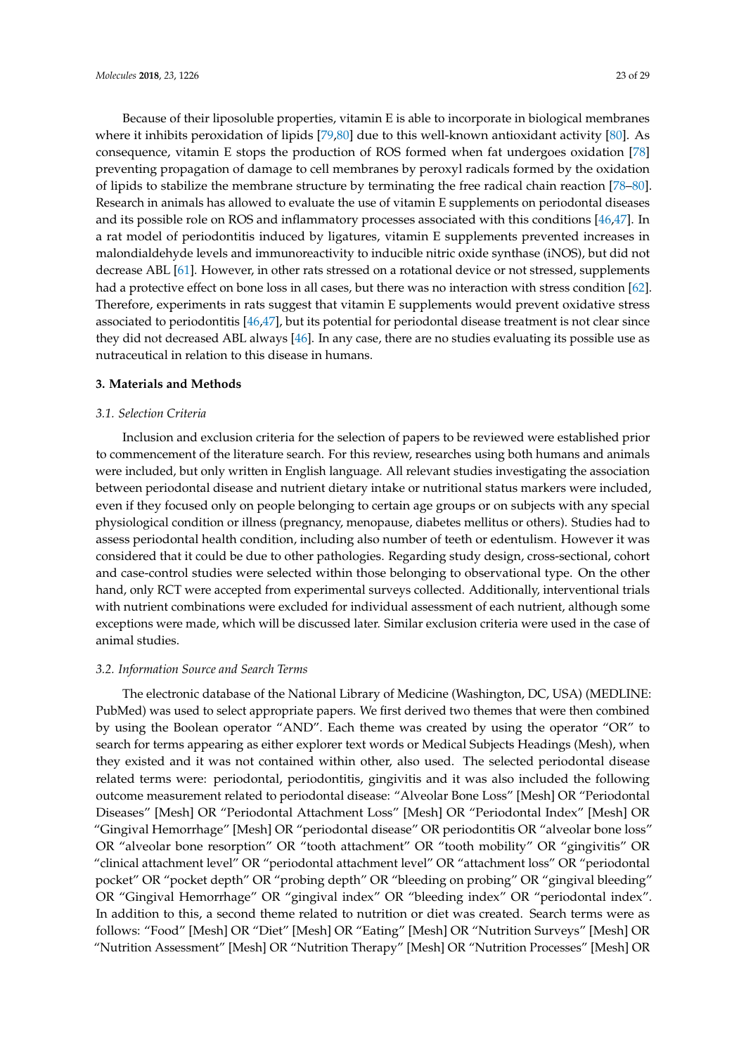Because of their liposoluble properties, vitamin E is able to incorporate in biological membranes where it inhibits peroxidation of lipids [79,80] due to this well-known antioxidant activity [80]. As consequence, vitamin E stops the production of ROS formed when fat undergoes oxidation [78] preventing propagation of damage to cell membranes by peroxyl radicals formed by the oxidation of lipids to stabilize the membrane structure by terminating the free radical chain reaction [78–80]. Research in animals has allowed to evaluate the use of vitamin E supplements on periodontal diseases and its possible role on ROS and inflammatory processes associated with this conditions [46,47]. In a rat model of periodontitis induced by ligatures, vitamin E supplements prevented increases in malondialdehyde levels and immunoreactivity to inducible nitric oxide synthase (iNOS), but did not decrease ABL [61]. However, in other rats stressed on a rotational device or not stressed, supplements had a protective effect on bone loss in all cases, but there was no interaction with stress condition [62]. Therefore, experiments in rats suggest that vitamin E supplements would prevent oxidative stress associated to periodontitis [46,47], but its potential for periodontal disease treatment is not clear since they did not decreased ABL always [46]. In any case, there are no studies evaluating its possible use as nutraceutical in relation to this disease in humans.

## 3. Materials and Methods

### 3.1. Selection Criteria

Inclusion and exclusion criteria for the selection of papers to be reviewed were established prior to commencement of the literature search. For this review, researches using both humans and animals were included, but only written in English language. All relevant studies investigating the association between periodontal disease and nutrient dietary intake or nutritional status markers were included, even if they focused only on people belonging to certain age groups or on subjects with any special physiological condition or illness (pregnancy, menopause, diabetes mellitus or others). Studies had to assess periodontal health condition, including also number of teeth or edentulism. However it was considered that it could be due to other pathologies. Regarding study design, cross-sectional, cohort and case-control studies were selected within those belonging to observational type. On the other hand, only RCT were accepted from experimental surveys collected. Additionally, interventional trials with nutrient combinations were excluded for individual assessment of each nutrient, although some exceptions were made, which will be discussed later. Similar exclusion criteria were used in the case of animal studies.

### 3.2. Information Source and Search Terms

The electronic database of the National Library of Medicine (Washington, DC, USA) (MEDLINE: PubMed) was used to select appropriate papers. We first derived two themes that were then combined by using the Boolean operator "AND". Each theme was created by using the operator "OR" to search for terms appearing as either explorer text words or Medical Subjects Headings (Mesh), when they existed and it was not contained within other, also used. The selected periodontal disease related terms were: periodontal, periodontitis, gingivitis and it was also included the following outcome measurement related to periodontal disease: "Alveolar Bone Loss" [Mesh] OR "Periodontal Diseases" [Mesh] OR "Periodontal Attachment Loss" [Mesh] OR "Periodontal Index" [Mesh] OR "Gingival Hemorrhage" [Mesh] OR "periodontal disease" OR periodontitis OR "alveolar bone loss" OR "alveolar bone resorption" OR "tooth attachment" OR "tooth mobility" OR "gingivitis" OR "clinical attachment level" OR "periodontal attachment level" OR "attachment loss" OR "periodontal pocket" OR "pocket depth" OR "probing depth" OR "bleeding on probing" OR "gingival bleeding" OR "Gingival Hemorrhage" OR "gingival index" OR "bleeding index" OR "periodontal index". In addition to this, a second theme related to nutrition or diet was created. Search terms were as follows: "Food" [Mesh] OR "Diet" [Mesh] OR "Eating" [Mesh] OR "Nutrition Surveys" [Mesh] OR "Nutrition Assessment" [Mesh] OR "Nutrition Therapy" [Mesh] OR "Nutrition Processes" [Mesh] OR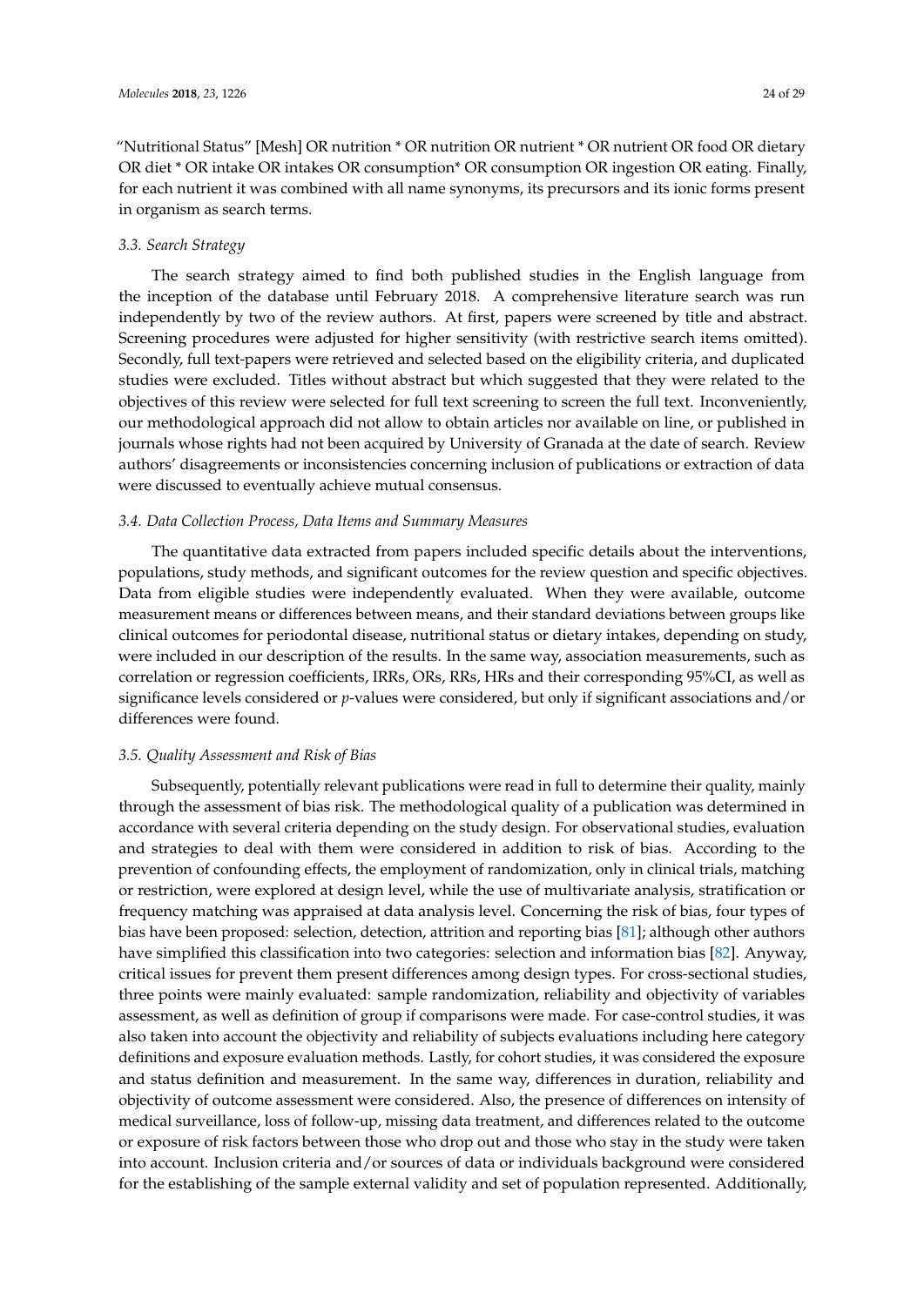"Nutritional Status" [Mesh] OR nutrition * OR nutrition OR nutrient * OR nutrient OR food OR dietary OR diet * OR intake OR intakes OR consumption* OR consumption OR ingestion OR eating. Finally, for each nutrient it was combined with all name synonyms, its precursors and its ionic forms present in organism as search terms.

### *3.3. Search Strategy*

The search strategy aimed to find both published studies in the English language from the inception of the database until February 2018. A comprehensive literature search was run independently by two of the review authors. At first, papers were screened by title and abstract. Screening procedures were adjusted for higher sensitivity (with restrictive search items omitted). Secondly, full text-papers were retrieved and selected based on the eligibility criteria, and duplicated studies were excluded. Titles without abstract but which suggested that they were related to the objectives of this review were selected for full text screening to screen the full text. Inconveniently, our methodological approach did not allow to obtain articles nor available on line, or published in journals whose rights had not been acquired by University of Granada at the date of search. Review authors' disagreements or inconsistencies concerning inclusion of publications or extraction of data were discussed to eventually achieve mutual consensus.

### *3.4. Data Collection Process, Data Items and Summary Measures*

The quantitative data extracted from papers included specific details about the interventions, populations, study methods, and significant outcomes for the review question and specific objectives. Data from eligible studies were independently evaluated. When they were available, outcome measurement means or differences between means, and their standard deviations between groups like clinical outcomes for periodontal disease, nutritional status or dietary intakes, depending on study, were included in our description of the results. In the same way, association measurements, such as correlation or regression coefficients, IRRs, ORs, RRs, HRs and their corresponding 95%CI, as well as significance levels considered or *p*-values were considered, but only if significant associations and/or differences were found.

### *3.5. Quality Assessment and Risk of Bias*

Subsequently, potentially relevant publications were read in full to determine their quality, mainly through the assessment of bias risk. The methodological quality of a publication was determined in accordance with several criteria depending on the study design. For observational studies, evaluation and strategies to deal with them were considered in addition to risk of bias. According to the prevention of confounding effects, the employment of randomization, only in clinical trials, matching or restriction, were explored at design level, while the use of multivariate analysis, stratification or frequency matching was appraised at data analysis level. Concerning the risk of bias, four types of bias have been proposed: selection, detection, attrition and reporting bias [81]; although other authors have simplified this classification into two categories: selection and information bias [82]. Anyway, critical issues for prevent them present differences among design types. For cross-sectional studies, three points were mainly evaluated: sample randomization, reliability and objectivity of variables assessment, as well as definition of group if comparisons were made. For case-control studies, it was also taken into account the objectivity and reliability of subjects evaluations including here category definitions and exposure evaluation methods. Lastly, for cohort studies, it was considered the exposure and status definition and measurement. In the same way, differences in duration, reliability and objectivity of outcome assessment were considered. Also, the presence of differences on intensity of medical surveillance, loss of follow-up, missing data treatment, and differences related to the outcome or exposure of risk factors between those who drop out and those who stay in the study were taken into account. Inclusion criteria and/or sources of data or individuals background were considered for the establishing of the sample external validity and set of population represented. Additionally,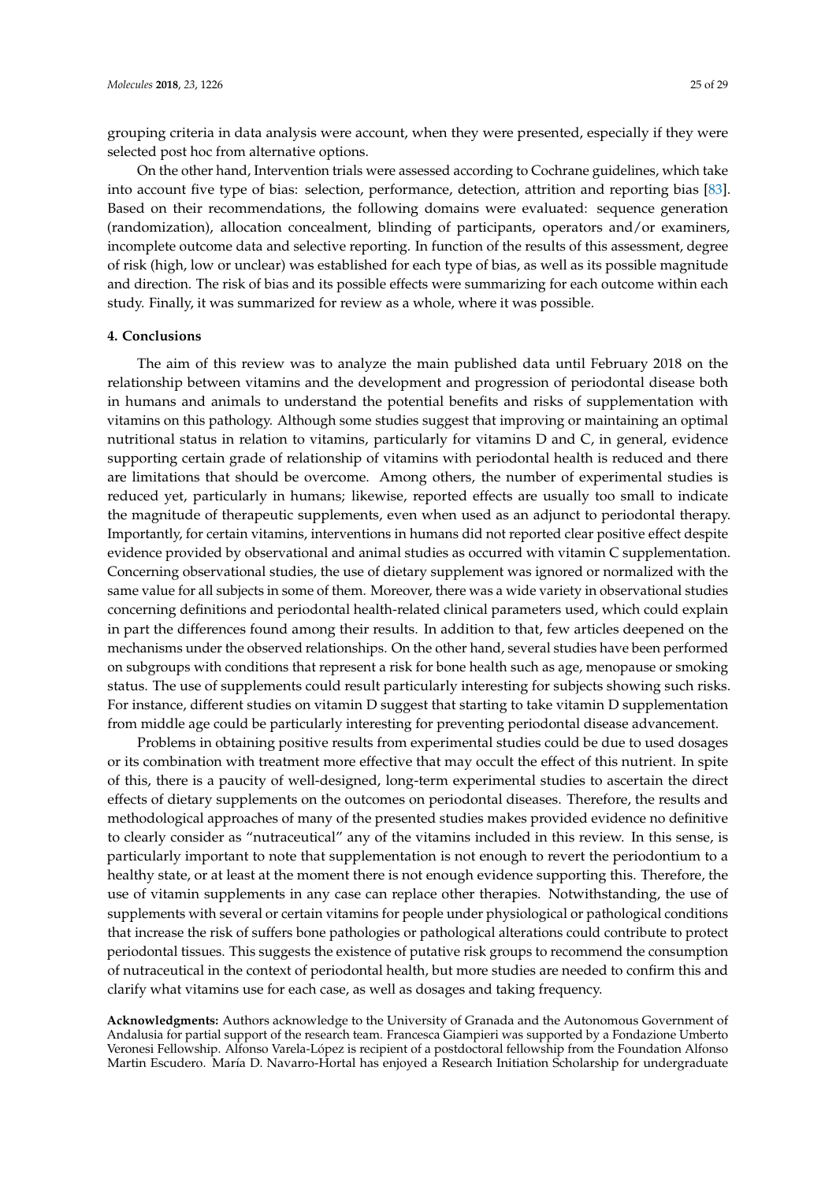grouping criteria in data analysis were account, when they were presented, especially if they were selected post hoc from alternative options.

On the other hand, Intervention trials were assessed according to Cochrane guidelines, which take into account five type of bias: selection, performance, detection, attrition and reporting bias [83]. Based on their recommendations, the following domains were evaluated: sequence generation (randomization), allocation concealment, blinding of participants, operators and/or examiners, incomplete outcome data and selective reporting. In function of the results of this assessment, degree of risk (high, low or unclear) was established for each type of bias, as well as its possible magnitude and direction. The risk of bias and its possible effects were summarizing for each outcome within each study. Finally, it was summarized for review as a whole, where it was possible.

## 4. Conclusions

The aim of this review was to analyze the main published data until February 2018 on the relationship between vitamins and the development and progression of periodontal disease both in humans and animals to understand the potential benefits and risks of supplementation with vitamins on this pathology. Although some studies suggest that improving or maintaining an optimal nutritional status in relation to vitamins, particularly for vitamins D and C, in general, evidence supporting certain grade of relationship of vitamins with periodontal health is reduced and there are limitations that should be overcome. Among others, the number of experimental studies is reduced yet, particularly in humans; likewise, reported effects are usually too small to indicate the magnitude of therapeutic supplements, even when used as an adjunct to periodontal therapy. Importantly, for certain vitamins, interventions in humans did not reported clear positive effect despite evidence provided by observational and animal studies as occurred with vitamin C supplementation. Concerning observational studies, the use of dietary supplement was ignored or normalized with the same value for all subjects in some of them. Moreover, there was a wide variety in observational studies concerning definitions and periodontal health-related clinical parameters used, which could explain in part the differences found among their results. In addition to that, few articles deepened on the mechanisms under the observed relationships. On the other hand, several studies have been performed on subgroups with conditions that represent a risk for bone health such as age, menopause or smoking status. The use of supplements could result particularly interesting for subjects showing such risks. For instance, different studies on vitamin D suggest that starting to take vitamin D supplementation from middle age could be particularly interesting for preventing periodontal disease advancement.

Problems in obtaining positive results from experimental studies could be due to used dosages or its combination with treatment more effective that may occult the effect of this nutrient. In spite of this, there is a paucity of well-designed, long-term experimental studies to ascertain the direct effects of dietary supplements on the outcomes on periodontal diseases. Therefore, the results and methodological approaches of many of the presented studies makes provided evidence no definitive to clearly consider as "nutraceutical" any of the vitamins included in this review. In this sense, is particularly important to note that supplementation is not enough to revert the periodontium to a healthy state, or at least at the moment there is not enough evidence supporting this. Therefore, the use of vitamin supplements in any case can replace other therapies. Notwithstanding, the use of supplements with several or certain vitamins for people under physiological or pathological conditions that increase the risk of suffers bone pathologies or pathological alterations could contribute to protect periodontal tissues. This suggests the existence of putative risk groups to recommend the consumption of nutraceutical in the context of periodontal health, but more studies are needed to confirm this and clarify what vitamins use for each case, as well as dosages and taking frequency.

**Acknowledgments:** Authors acknowledge to the University of Granada and the Autonomous Government of Andalusia for partial support of the research team. Francesca Giampieri was supported by a Fondazione Umberto Veronesi Fellowship. Alfonso Varela-López is recipient of a postdoctoral fellowship from the Foundation Alfonso Martin Escudero. María D. Navarro-Hortal has enjoyed a Research Initiation Scholarship for undergraduate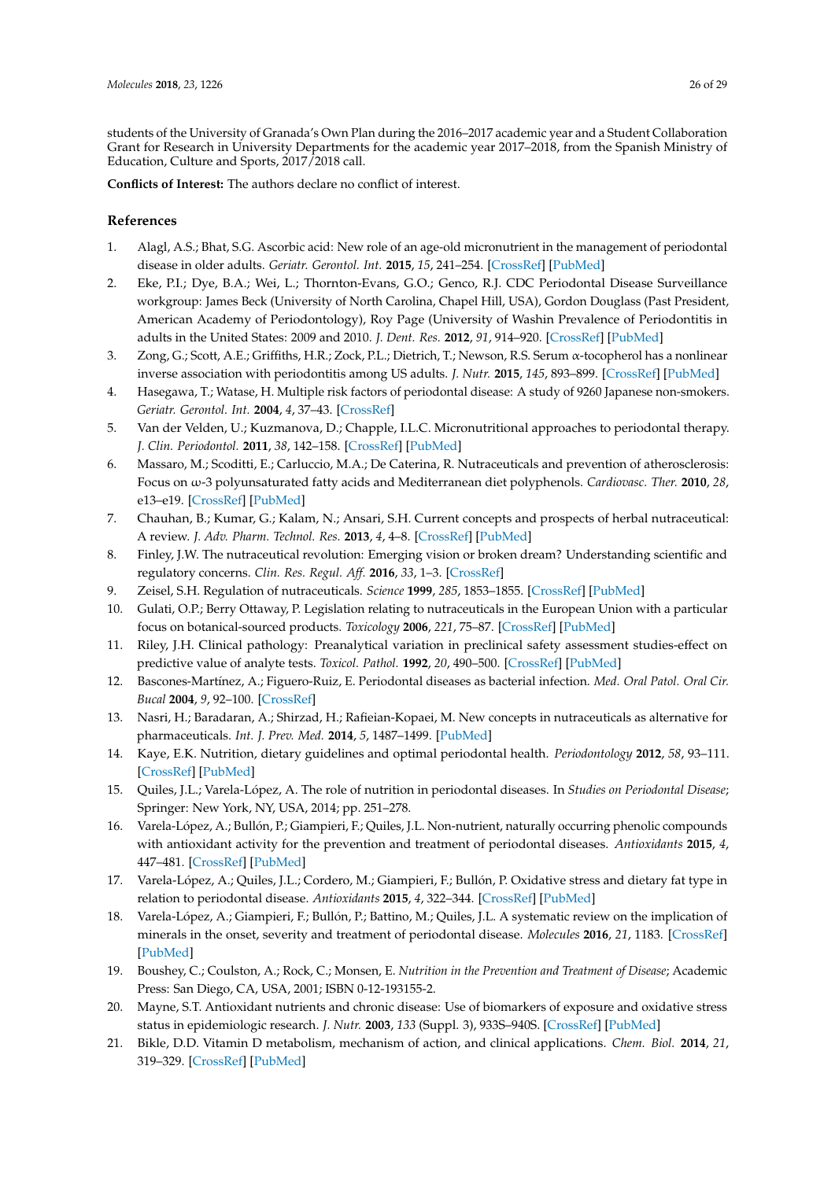students of the University of Granada's Own Plan during the 2016–2017 academic year and a Student Collaboration Grant for Research in University Departments for the academic year 2017–2018, from the Spanish Ministry of Education, Culture and Sports, 2017/2018 call.

**Conflicts of Interest:** The authors declare no conflict of interest.

## References

1. Alagl, A.S.; Bhat, S.G. Ascorbic acid: New role of an age-old micronutrient in the management of periodontal disease in older adults. *Geriatr. Gerontol. Int.* **2015**, *15*, 241–254. [CrossRef] [PubMed]
2. Eke, P.I.; Dye, B.A.; Wei, L.; Thornton-Evans, G.O.; Genco, R.J. CDC Periodontal Disease Surveillance workgroup: James Beck (University of North Carolina, Chapel Hill, USA), Gordon Douglass (Past President, American Academy of Periodontology), Roy Page (University of Washin Prevalence of Periodontitis in adults in the United States: 2009 and 2010. *J. Dent. Res.* **2012**, *91*, 914–920. [CrossRef] [PubMed]
3. Zong, G.; Scott, A.E.; Griffiths, H.R.; Zock, P.L.; Dietrich, T.; Newson, R.S. Serum α-tocopherol has a nonlinear inverse association with periodontitis among US adults. *J. Nutr.* **2015**, *145*, 893–899. [CrossRef] [PubMed]
4. Hasegawa, T.; Watase, H. Multiple risk factors of periodontal disease: A study of 9260 Japanese non-smokers. *Geriatr. Gerontol. Int.* **2004**, *4*, 37–43. [CrossRef]
5. Van der Velden, U.; Kuzmanova, D.; Chapple, I.L.C. Micronutritional approaches to periodontal therapy. *J. Clin. Periodontol.* **2011**, *38*, 142–158. [CrossRef] [PubMed]
6. Massaro, M.; Scoditti, E.; Carluccio, M.A.; De Caterina, R. Nutraceuticals and prevention of atherosclerosis: Focus on ω-3 polyunsaturated fatty acids and Mediterranean diet polyphenols. *Cardiovasc. Ther.* **2010**, *28*, e13–e19. [CrossRef] [PubMed]
7. Chauhan, B.; Kumar, G.; Kalam, N.; Ansari, S.H. Current concepts and prospects of herbal nutraceutical: A review. *J. Adv. Pharm. Technol. Res.* **2013**, *4*, 4–8. [CrossRef] [PubMed]
8. Finley, J.W. The nutraceutical revolution: Emerging vision or broken dream? Understanding scientific and regulatory concerns. *Clin. Res. Regul. Aff.* **2016**, *33*, 1–3. [CrossRef]
9. Zeisel, S.H. Regulation of nutraceuticals. *Science* **1999**, *285*, 1853–1855. [CrossRef] [PubMed]
10. Gulati, O.P.; Berry Ottaway, P. Legislation relating to nutraceuticals in the European Union with a particular focus on botanical-sourced products. *Toxicology* **2006**, *221*, 75–87. [CrossRef] [PubMed]
11. Riley, J.H. Clinical pathology: Preanalytical variation in preclinical safety assessment studies-effect on predictive value of analyte tests. *Toxicol. Pathol.* **1992**, *20*, 490–500. [CrossRef] [PubMed]
12. Bascones-Martínez, A.; Figuero-Ruiz, E. Periodontal diseases as bacterial infection. *Med. Oral Patol. Oral Cir. Bucal* **2004**, *9*, 92–100. [CrossRef]
13. Nasri, H.; Baradaran, A.; Shirzad, H.; Rafieian-Kopaei, M. New concepts in nutraceuticals as alternative for pharmaceuticals. *Int. J. Prev. Med.* **2014**, *5*, 1487–1499. [PubMed]
14. Kaye, E.K. Nutrition, dietary guidelines and optimal periodontal health. *Periodontology* **2012**, *58*, 93–111. [CrossRef] [PubMed]
15. Quiles, J.L.; Varela-López, A. The role of nutrition in periodontal diseases. In *Studies on Periodontal Disease*; Springer: New York, NY, USA, 2014; pp. 251–278.
16. Varela-López, A.; Bullón, P.; Giampieri, F.; Quiles, J.L. Non-nutrient, naturally occurring phenolic compounds with antioxidant activity for the prevention and treatment of periodontal diseases. *Antioxidants* **2015**, *4*, 447–481. [CrossRef] [PubMed]
17. Varela-López, A.; Quiles, J.L.; Cordero, M.; Giampieri, F.; Bullón, P. Oxidative stress and dietary fat type in relation to periodontal disease. *Antioxidants* **2015**, *4*, 322–344. [CrossRef] [PubMed]
18. Varela-López, A.; Giampieri, F.; Bullón, P.; Battino, M.; Quiles, J.L. A systematic review on the implication of minerals in the onset, severity and treatment of periodontal disease. *Molecules* **2016**, *21*, 1183. [CrossRef] [PubMed]
19. Boushey, C.; Coulston, A.; Rock, C.; Monsen, E. *Nutrition in the Prevention and Treatment of Disease*; Academic Press: San Diego, CA, USA, 2001; ISBN 0-12-193155-2.
20. Mayne, S.T. Antioxidant nutrients and chronic disease: Use of biomarkers of exposure and oxidative stress status in epidemiologic research. *J. Nutr.* **2003**, *133* (Suppl. 3), 933S–940S. [CrossRef] [PubMed]
21. Bikle, D.D. Vitamin D metabolism, mechanism of action, and clinical applications. *Chem. Biol.* **2014**, *21*, 319–329. [CrossRef] [PubMed]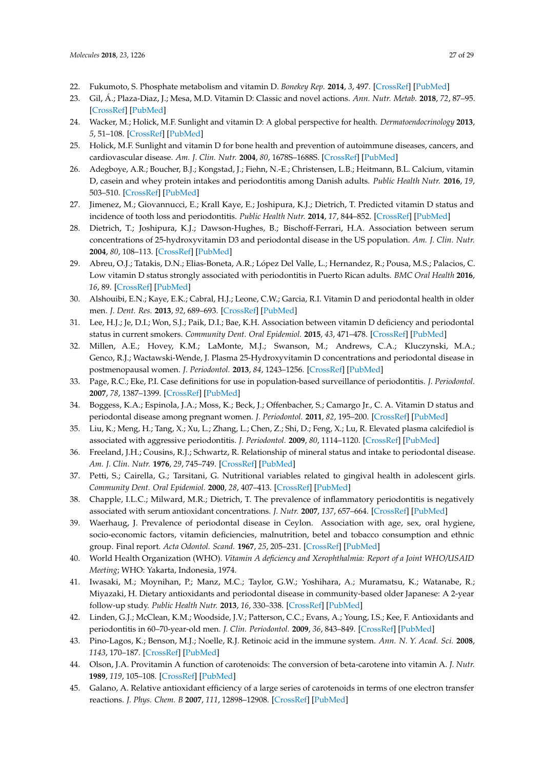22. Fukumoto, S. Phosphate metabolism and vitamin D. *Bonekey Rep.* **2014**, *3*, 497. [CrossRef] [PubMed]
23. Gil, Á.; Plaza-Diaz, J.; Mesa, M.D. Vitamin D: Classic and novel actions. *Ann. Nutr. Metab.* **2018**, *72*, 87–95. [CrossRef] [PubMed]
24. Wacker, M.; Holick, M.F. Sunlight and vitamin D: A global perspective for health. *Dermatoendocrinology* **2013**, *5*, 51–108. [CrossRef] [PubMed]
25. Holick, M.F. Sunlight and vitamin D for bone health and prevention of autoimmune diseases, cancers, and cardiovascular disease. *Am. J. Clin. Nutr.* **2004**, *80*, 1678S–1688S. [CrossRef] [PubMed]
26. Adegboye, A.R.; Boucher, B.J.; Kongstad, J.; Fiehn, N.-E.; Christensen, L.B.; Heitmann, B.L. Calcium, vitamin D, casein and whey protein intakes and periodontitis among Danish adults. *Public Health Nutr.* **2016**, *19*, 503–510. [CrossRef] [PubMed]
27. Jimenez, M.; Giovannucci, E.; Krall Kaye, E.; Joshipura, K.J.; Dietrich, T. Predicted vitamin D status and incidence of tooth loss and periodontitis. *Public Health Nutr.* **2014**, *17*, 844–852. [CrossRef] [PubMed]
28. Dietrich, T.; Joshipura, K.J.; Dawson-Hughes, B.; Bischoff-Ferrari, H.A. Association between serum concentrations of 25-hydroxyvitamin D3 and periodontal disease in the US population. *Am. J. Clin. Nutr.* **2004**, *80*, 108–113. [CrossRef] [PubMed]
29. Abreu, O.J.; Tatakis, D.N.; Elias-Boneta, A.R.; López Del Valle, L.; Hernandez, R.; Pousa, M.S.; Palacios, C. Low vitamin D status strongly associated with periodontitis in Puerto Rican adults. *BMC Oral Health* **2016**, *16*, 89. [CrossRef] [PubMed]
30. Alshouibi, E.N.; Kaye, E.K.; Cabral, H.J.; Leone, C.W.; Garcia, R.I. Vitamin D and periodontal health in older men. *J. Dent. Res.* **2013**, *92*, 689–693. [CrossRef] [PubMed]
31. Lee, H.J.; Je, D.I.; Won, S.J.; Paik, D.I.; Bae, K.H. Association between vitamin D deficiency and periodontal status in current smokers. *Community Dent. Oral Epidemiol.* **2015**, *43*, 471–478. [CrossRef] [PubMed]
32. Millen, A.E.; Hovey, K.M.; LaMonte, M.J.; Swanson, M.; Andrews, C.A.; Kluczynski, M.A.; Genco, R.J.; Wactawski-Wende, J. Plasma 25-Hydroxyvitamin D concentrations and periodontal disease in postmenopausal women. *J. Periodontol.* **2013**, *84*, 1243–1256. [CrossRef] [PubMed]
33. Page, R.C.; Eke, P.I. Case definitions for use in population-based surveillance of periodontitis. *J. Periodontol.* **2007**, *78*, 1387–1399. [CrossRef] [PubMed]
34. Boggess, K.A.; Espinola, J.A.; Moss, K.; Beck, J.; Offenbacher, S.; Camargo Jr., C. A. Vitamin D status and periodontal disease among pregnant women. *J. Periodontol.* **2011**, *82*, 195–200. [CrossRef] [PubMed]
35. Liu, K.; Meng, H.; Tang, X.; Xu, L.; Zhang, L.; Chen, Z.; Shi, D.; Feng, X.; Lu, R. Elevated plasma calcifediol is associated with aggressive periodontitis. *J. Periodontol.* **2009**, *80*, 1114–1120. [CrossRef] [PubMed]
36. Freeland, J.H.; Cousins, R.J.; Schwartz, R. Relationship of mineral status and intake to periodontal disease. *Am. J. Clin. Nutr.* **1976**, *29*, 745–749. [CrossRef] [PubMed]
37. Petti, S.; Cairella, G.; Tarsitani, G. Nutritional variables related to gingival health in adolescent girls. *Community Dent. Oral Epidemiol.* **2000**, *28*, 407–413. [CrossRef] [PubMed]
38. Chapple, I.L.C.; Milward, M.R.; Dietrich, T. The prevalence of inflammatory periodontitis is negatively associated with serum antioxidant concentrations. *J. Nutr.* **2007**, *137*, 657–664. [CrossRef] [PubMed]
39. Waerhaug, J. Prevalence of periodontal disease in Ceylon. Association with age, sex, oral hygiene, socio-economic factors, vitamin deficiencies, malnutrition, betel and tobacco consumption and ethnic group. Final report. *Acta Odontol. Scand.* **1967**, *25*, 205–231. [CrossRef] [PubMed]
40. World Health Organization (WHO). *Vitamin A deficiency and Xerophthalmia: Report of a Joint WHO/USAID Meeting*; WHO: Yakarta, Indonesia, 1974.
41. Iwasaki, M.; Moynihan, P.; Manz, M.C.; Taylor, G.W.; Yoshihara, A.; Muramatsu, K.; Watanabe, R.; Miyazaki, H. Dietary antioxidants and periodontal disease in community-based older Japanese: A 2-year follow-up study. *Public Health Nutr.* **2013**, *16*, 330–338. [CrossRef] [PubMed]
42. Linden, G.J.; McClean, K.M.; Woodside, J.V.; Patterson, C.C.; Evans, A.; Young, I.S.; Kee, F. Antioxidants and periodontitis in 60–70-year-old men. *J. Clin. Periodontol.* **2009**, *36*, 843–849. [CrossRef] [PubMed]
43. Pino-Lagos, K.; Benson, M.J.; Noelle, R.J. Retinoic acid in the immune system. *Ann. N. Y. Acad. Sci.* **2008**, *1143*, 170–187. [CrossRef] [PubMed]
44. Olson, J.A. Provitamin A function of carotenoids: The conversion of beta-carotene into vitamin A. *J. Nutr.* **1989**, *119*, 105–108. [CrossRef] [PubMed]
45. Galano, A. Relative antioxidant efficiency of a large series of carotenoids in terms of one electron transfer reactions. *J. Phys. Chem. B* **2007**, *111*, 12898–12908. [CrossRef] [PubMed]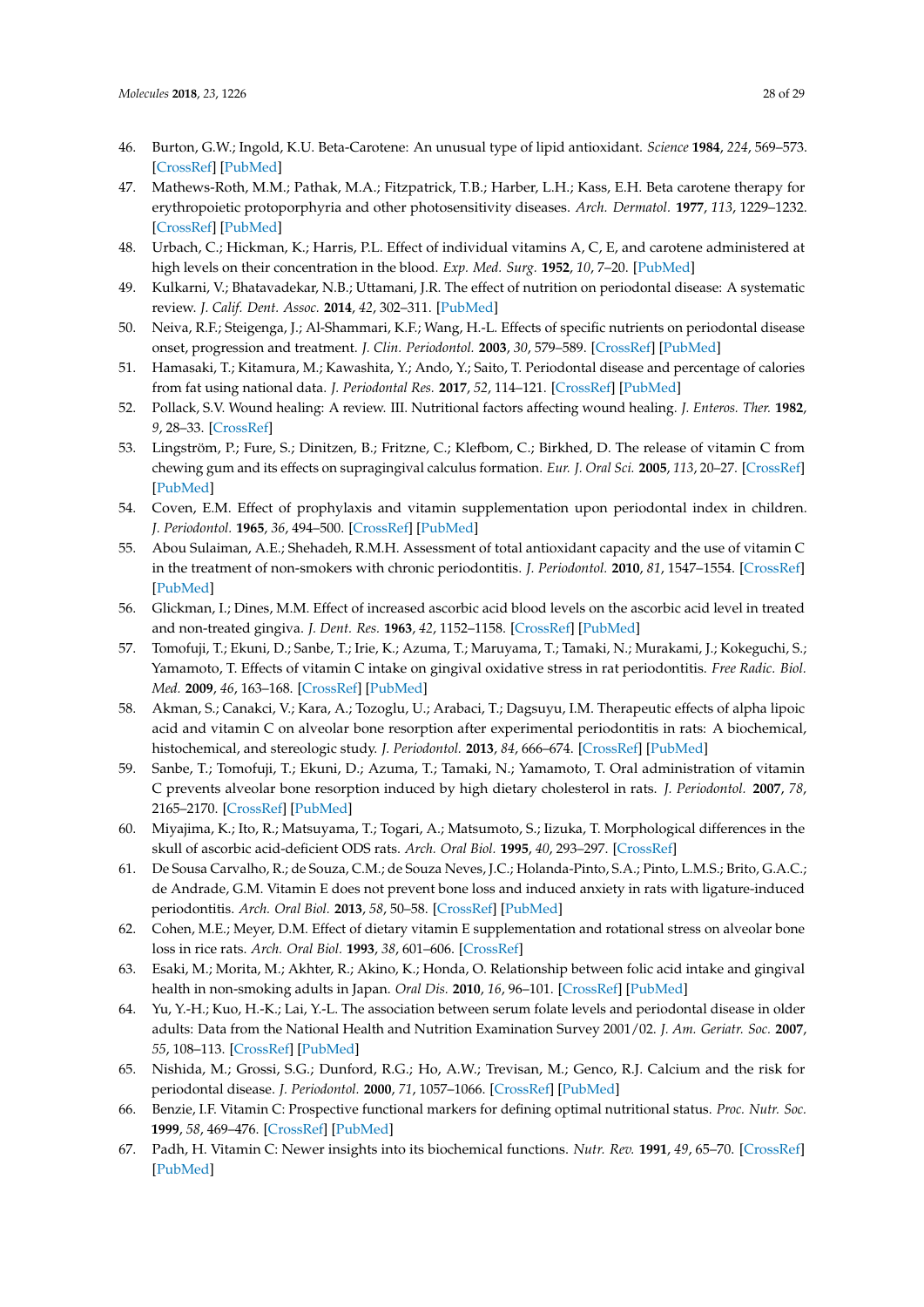46. Burton, G.W.; Ingold, K.U. Beta-Carotene: An unusual type of lipid antioxidant. *Science* **1984**, *224*, 569–573. [CrossRef] [PubMed]
47. Mathews-Roth, M.M.; Pathak, M.A.; Fitzpatrick, T.B.; Harber, L.H.; Kass, E.H. Beta carotene therapy for erythropoietic protoporphyria and other photosensitivity diseases. *Arch. Dermatol.* **1977**, *113*, 1229–1232. [CrossRef] [PubMed]
48. Urbach, C.; Hickman, K.; Harris, P.L. Effect of individual vitamins A, C, E, and carotene administered at high levels on their concentration in the blood. *Exp. Med. Surg.* **1952**, *10*, 7–20. [PubMed]
49. Kulkarni, V.; Bhatavadekar, N.B.; Uttamani, J.R. The effect of nutrition on periodontal disease: A systematic review. *J. Calif. Dent. Assoc.* **2014**, *42*, 302–311. [PubMed]
50. Neiva, R.F.; Steigenga, J.; Al-Shammari, K.F.; Wang, H.-L. Effects of specific nutrients on periodontal disease onset, progression and treatment. *J. Clin. Periodontol.* **2003**, *30*, 579–589. [CrossRef] [PubMed]
51. Hamasaki, T.; Kitamura, M.; Kawashita, Y.; Ando, Y.; Saito, T. Periodontal disease and percentage of calories from fat using national data. *J. Periodontal Res.* **2017**, *52*, 114–121. [CrossRef] [PubMed]
52. Pollack, S.V. Wound healing: A review. III. Nutritional factors affecting wound healing. *J. Enteros. Ther.* **1982**, *9*, 28–33. [CrossRef]
53. Lingström, P.; Fure, S.; Dinitzen, B.; Fritzne, C.; Klefbom, C.; Birkhed, D. The release of vitamin C from chewing gum and its effects on supragingival calculus formation. *Eur. J. Oral Sci.* **2005**, *113*, 20–27. [CrossRef] [PubMed]
54. Coven, E.M. Effect of prophylaxis and vitamin supplementation upon periodontal index in children. *J. Periodontol.* **1965**, *36*, 494–500. [CrossRef] [PubMed]
55. Abou Sulaiman, A.E.; Shehadeh, R.M.H. Assessment of total antioxidant capacity and the use of vitamin C in the treatment of non-smokers with chronic periodontitis. *J. Periodontol.* **2010**, *81*, 1547–1554. [CrossRef] [PubMed]
56. Glickman, I.; Dines, M.M. Effect of increased ascorbic acid blood levels on the ascorbic acid level in treated and non-treated gingiva. *J. Dent. Res.* **1963**, *42*, 1152–1158. [CrossRef] [PubMed]
57. Tomofuji, T.; Ekuni, D.; Sanbe, T.; Irie, K.; Azuma, T.; Maruyama, T.; Tamaki, N.; Murakami, J.; Kokeguchi, S.; Yamamoto, T. Effects of vitamin C intake on gingival oxidative stress in rat periodontitis. *Free Radic. Biol. Med.* **2009**, *46*, 163–168. [CrossRef] [PubMed]
58. Akman, S.; Canakci, V.; Kara, A.; Tozoglu, U.; Arabaci, T.; Dagsuyu, I.M. Therapeutic effects of alpha lipoic acid and vitamin C on alveolar bone resorption after experimental periodontitis in rats: A biochemical, histochemical, and stereologic study. *J. Periodontol.* **2013**, *84*, 666–674. [CrossRef] [PubMed]
59. Sanbe, T.; Tomofuji, T.; Ekuni, D.; Azuma, T.; Tamaki, N.; Yamamoto, T. Oral administration of vitamin C prevents alveolar bone resorption induced by high dietary cholesterol in rats. *J. Periodontol.* **2007**, *78*, 2165–2170. [CrossRef] [PubMed]
60. Miyajima, K.; Ito, R.; Matsuyama, T.; Togari, A.; Matsumoto, S.; Iizuka, T. Morphological differences in the skull of ascorbic acid-deficient ODS rats. *Arch. Oral Biol.* **1995**, *40*, 293–297. [CrossRef]
61. De Sousa Carvalho, R.; de Souza, C.M.; de Souza Neves, J.C.; Holanda-Pinto, S.A.; Pinto, L.M.S.; Brito, G.A.C.; de Andrade, G.M. Vitamin E does not prevent bone loss and induced anxiety in rats with ligature-induced periodontitis. *Arch. Oral Biol.* **2013**, *58*, 50–58. [CrossRef] [PubMed]
62. Cohen, M.E.; Meyer, D.M. Effect of dietary vitamin E supplementation and rotational stress on alveolar bone loss in rice rats. *Arch. Oral Biol.* **1993**, *38*, 601–606. [CrossRef]
63. Esaki, M.; Morita, M.; Akhter, R.; Akino, K.; Honda, O. Relationship between folic acid intake and gingival health in non-smoking adults in Japan. *Oral Dis.* **2010**, *16*, 96–101. [CrossRef] [PubMed]
64. Yu, Y.-H.; Kuo, H.-K.; Lai, Y.-L. The association between serum folate levels and periodontal disease in older adults: Data from the National Health and Nutrition Examination Survey 2001/02. *J. Am. Geriatr. Soc.* **2007**, *55*, 108–113. [CrossRef] [PubMed]
65. Nishida, M.; Grossi, S.G.; Dunford, R.G.; Ho, A.W.; Trevisan, M.; Genco, R.J. Calcium and the risk for periodontal disease. *J. Periodontol.* **2000**, *71*, 1057–1066. [CrossRef] [PubMed]
66. Benzie, I.F. Vitamin C: Prospective functional markers for defining optimal nutritional status. *Proc. Nutr. Soc.* **1999**, *58*, 469–476. [CrossRef] [PubMed]
67. Padh, H. Vitamin C: Newer insights into its biochemical functions. *Nutr. Rev.* **1991**, *49*, 65–70. [CrossRef] [PubMed]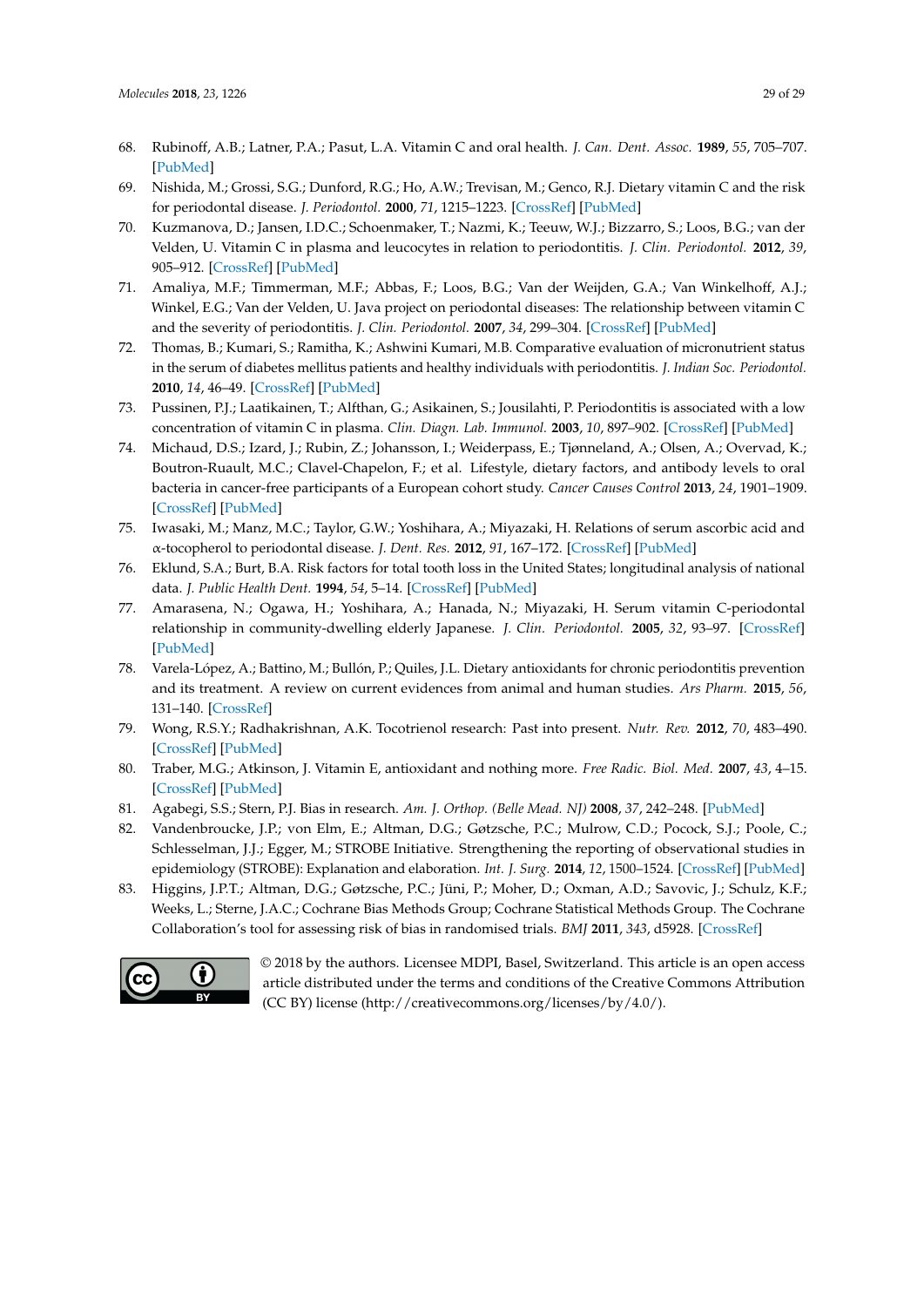68. Rubinoff, A.B.; Latner, P.A.; Pasut, L.A. Vitamin C and oral health. *J. Can. Dent. Assoc.* **1989**, *55*, 705–707. [PubMed]
69. Nishida, M.; Grossi, S.G.; Dunford, R.G.; Ho, A.W.; Trevisan, M.; Genco, R.J. Dietary vitamin C and the risk for periodontal disease. *J. Periodontol.* **2000**, *71*, 1215–1223. [CrossRef] [PubMed]
70. Kuzmanova, D.; Jansen, I.D.C.; Schoenmaker, T.; Nazmi, K.; Teeuw, W.J.; Bizzarro, S.; Loos, B.G.; van der Velden, U. Vitamin C in plasma and leucocytes in relation to periodontitis. *J. Clin. Periodontol.* **2012**, *39*, 905–912. [CrossRef] [PubMed]
71. Amaliya, M.F.; Timmerman, M.F.; Abbas, F.; Loos, B.G.; Van der Weijden, G.A.; Van Winkelhoff, A.J.; Winkel, E.G.; Van der Velden, U. Java project on periodontal diseases: The relationship between vitamin C and the severity of periodontitis. *J. Clin. Periodontol.* **2007**, *34*, 299–304. [CrossRef] [PubMed]
72. Thomas, B.; Kumari, S.; Ramitha, K.; Ashwini Kumari, M.B. Comparative evaluation of micronutrient status in the serum of diabetes mellitus patients and healthy individuals with periodontitis. *J. Indian Soc. Periodontol.* **2010**, *14*, 46–49. [CrossRef] [PubMed]
73. Pussinen, P.J.; Laatikainen, T.; Alfthan, G.; Asikainen, S.; Jousilahti, P. Periodontitis is associated with a low concentration of vitamin C in plasma. *Clin. Diagn. Lab. Immunol.* **2003**, *10*, 897–902. [CrossRef] [PubMed]
74. Michaud, D.S.; Izard, J.; Rubin, Z.; Johansson, I.; Weiderpass, E.; Tjønneland, A.; Olsen, A.; Overvad, K.; Boutron-Ruault, M.C.; Clavel-Chapelon, F.; et al. Lifestyle, dietary factors, and antibody levels to oral bacteria in cancer-free participants of a European cohort study. *Cancer Causes Control* **2013**, *24*, 1901–1909. [CrossRef] [PubMed]
75. Iwasaki, M.; Manz, M.C.; Taylor, G.W.; Yoshihara, A.; Miyazaki, H. Relations of serum ascorbic acid and α-tocopherol to periodontal disease. *J. Dent. Res.* **2012**, *91*, 167–172. [CrossRef] [PubMed]
76. Eklund, S.A.; Burt, B.A. Risk factors for total tooth loss in the United States; longitudinal analysis of national data. *J. Public Health Dent.* **1994**, *54*, 5–14. [CrossRef] [PubMed]
77. Amarasena, N.; Ogawa, H.; Yoshihara, A.; Hanada, N.; Miyazaki, H. Serum vitamin C-periodontal relationship in community-dwelling elderly Japanese. *J. Clin. Periodontol.* **2005**, *32*, 93–97. [CrossRef] [PubMed]
78. Varela-López, A.; Battino, M.; Bullón, P.; Quiles, J.L. Dietary antioxidants for chronic periodontitis prevention and its treatment. A review on current evidences from animal and human studies. *Ars Pharm.* **2015**, *56*, 131–140. [CrossRef]
79. Wong, R.S.Y.; Radhakrishnan, A.K. Tocotrienol research: Past into present. *Nutr. Rev.* **2012**, *70*, 483–490. [CrossRef] [PubMed]
80. Traber, M.G.; Atkinson, J. Vitamin E, antioxidant and nothing more. *Free Radic. Biol. Med.* **2007**, *43*, 4–15. [CrossRef] [PubMed]
81. Agabegi, S.S.; Stern, P.J. Bias in research. *Am. J. Orthop. (Belle Mead. NJ)* **2008**, *37*, 242–248. [PubMed]
82. Vandenbroucke, J.P.; von Elm, E.; Altman, D.G.; Gøtzsche, P.C.; Mulrow, C.D.; Pocock, S.J.; Poole, C.; Schlesselman, J.J.; Egger, M.; STROBE Initiative. Strengthening the reporting of observational studies in epidemiology (STROBE): Explanation and elaboration. *Int. J. Surg.* **2014**, *12*, 1500–1524. [CrossRef] [PubMed]
83. Higgins, J.P.T.; Altman, D.G.; Gøtzsche, P.C.; Jüni, P.; Moher, D.; Oxman, A.D.; Savovic, J.; Schulz, K.F.; Weeks, L.; Sterne, J.A.C.; Cochrane Bias Methods Group; Cochrane Statistical Methods Group. The Cochrane Collaboration's tool for assessing risk of bias in randomised trials. *BMJ* **2011**, *343*, d5928. [CrossRef]

© 2018 by the authors. Licensee MDPI, Basel, Switzerland. This article is an open access article distributed under the terms and conditions of the Creative Commons Attribution (CC BY) license (http://creativecommons.org/licenses/by/4.0/).